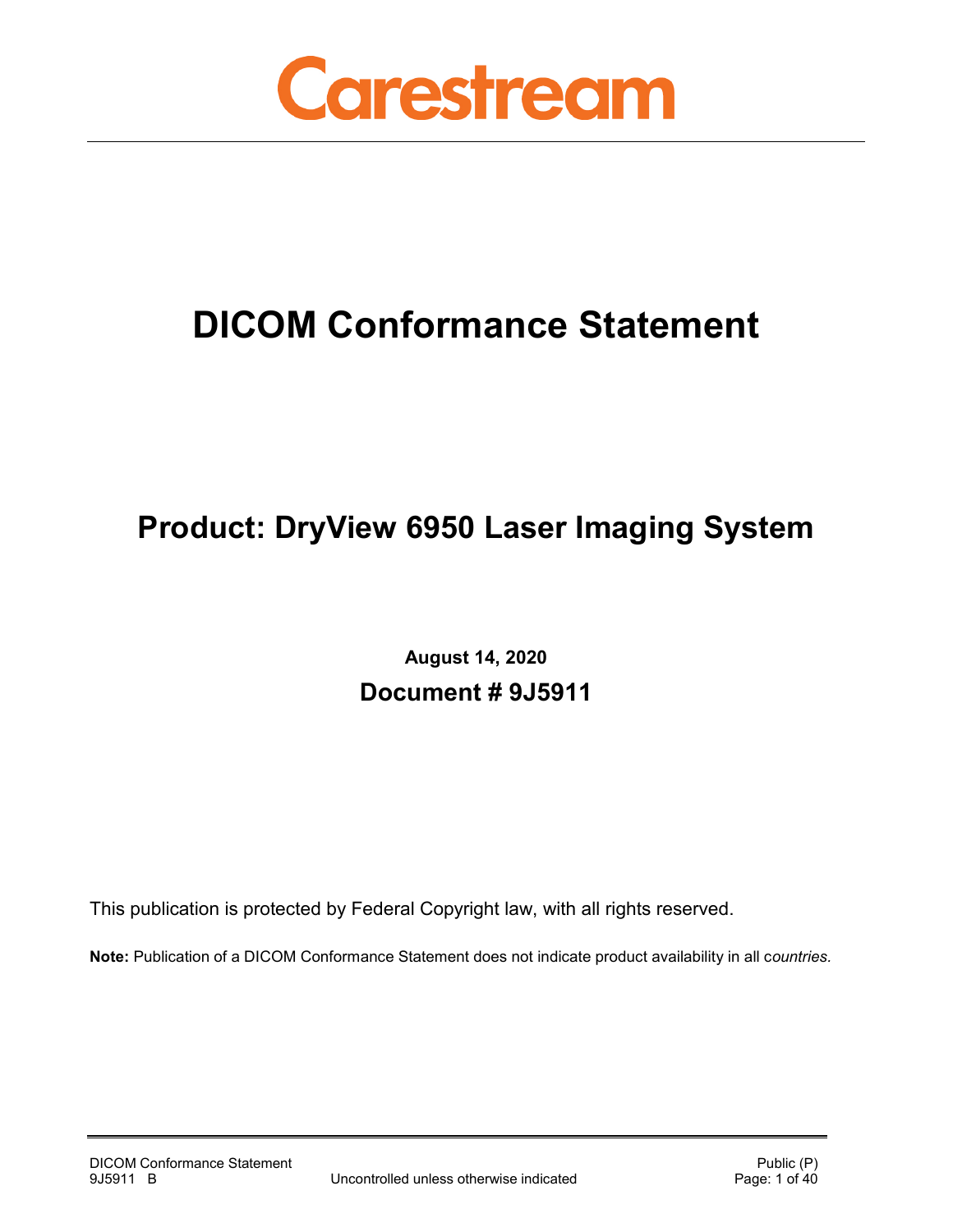Carestream

# DICOM Conformance Statement

## Product: DryView 6950 Laser Imaging System

**August 14, 2020**

**Document # 9J5911**

This publication is protected by Federal Copyright law, with all rights reserved.

**Note:** Publication of a DICOM Conformance Statement does not indicate product availability in all c*ountries.*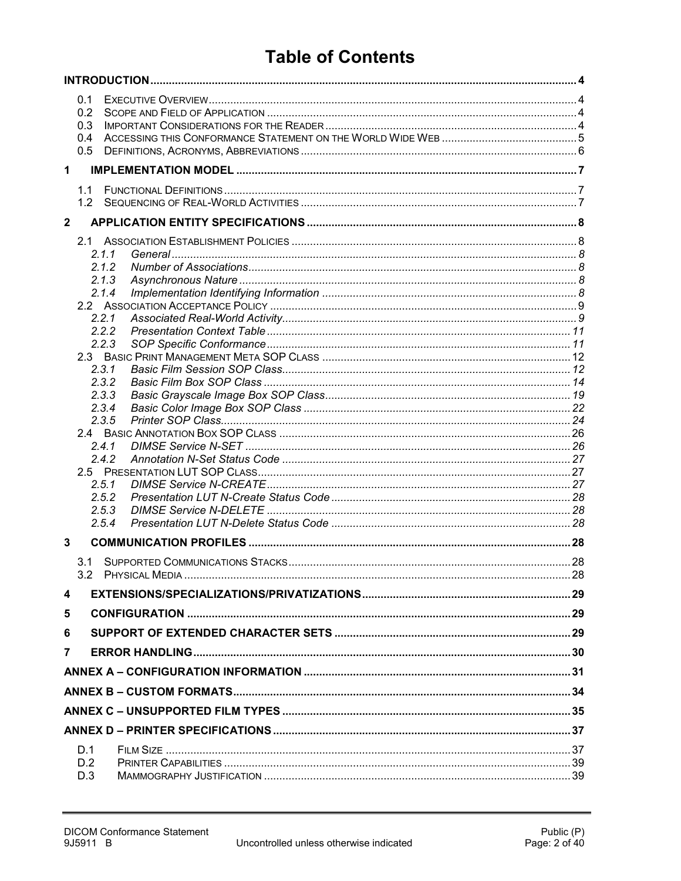# Table of Contents

**INTRODUCTION** .......... 4

- 0.1 Executive Overview .......... 4
- 0.2 Scope and Field of Application .......... 4
- 0.3 Important Considerations for the Reader .......... 4
- 0.4 Accessing this Conformance Statement on the World Wide Web .......... 5
- 0.5 Definitions, Acronyms, Abbreviations .......... 6

**1 IMPLEMENTATION MODEL** .......... 7

- 1.1 Functional Definitions .......... 7
- 1.2 Sequencing of Real-World Activities .......... 7

**2 APPLICATION ENTITY SPECIFICATIONS** .......... 8

- 2.1 Association Establishment Policies .......... 8
  - *2.1.1 General* .......... 8
  - *2.1.2 Number of Associations* .......... 8
  - *2.1.3 Asynchronous Nature* .......... 8
  - *2.1.4 Implementation Identifying Information* .......... 8
- 2.2 Association Acceptance Policy .......... 9
  - *2.2.1 Associated Real-World Activity* .......... 9
  - *2.2.2 Presentation Context Table* .......... 11
  - *2.2.3 SOP Specific Conformance* .......... 11
- 2.3 Basic Print Management Meta SOP Class .......... 12
  - *2.3.1 Basic Film Session SOP Class* .......... 12
  - *2.3.2 Basic Film Box SOP Class* .......... 14
  - *2.3.3 Basic Grayscale Image Box SOP Class* .......... 19
  - *2.3.4 Basic Color Image Box SOP Class* .......... 22
  - *2.3.5 Printer SOP Class* .......... 24
- 2.4 Basic Annotation Box SOP Class .......... 26
  - *2.4.1 DIMSE Service N-SET* .......... 26
  - *2.4.2 Annotation N-Set Status Code* .......... 27
- 2.5 Presentation LUT SOP Class .......... 27
  - *2.5.1 DIMSE Service N-CREATE* .......... 27
  - *2.5.2 Presentation LUT N-Create Status Code* .......... 28
  - *2.5.3 DIMSE Service N-DELETE* .......... 28
  - *2.5.4 Presentation LUT N-Delete Status Code* .......... 28

**3 COMMUNICATION PROFILES** .......... 28

- 3.1 Supported Communications Stacks .......... 28
- 3.2 Physical Media .......... 28

**4 EXTENSIONS/SPECIALIZATIONS/PRIVATIZATIONS** .......... 29

**5 CONFIGURATION** .......... 29

**6 SUPPORT OF EXTENDED CHARACTER SETS** .......... 29

**7 ERROR HANDLING** .......... 30

**ANNEX A – CONFIGURATION INFORMATION** .......... 31

**ANNEX B – CUSTOM FORMATS** .......... 34

**ANNEX C – UNSUPPORTED FILM TYPES** .......... 35

**ANNEX D – PRINTER SPECIFICATIONS** .......... 37

- D.1 Film Size .......... 37
- D.2 Printer Capabilities .......... 39
- D.3 Mammography Justification .......... 39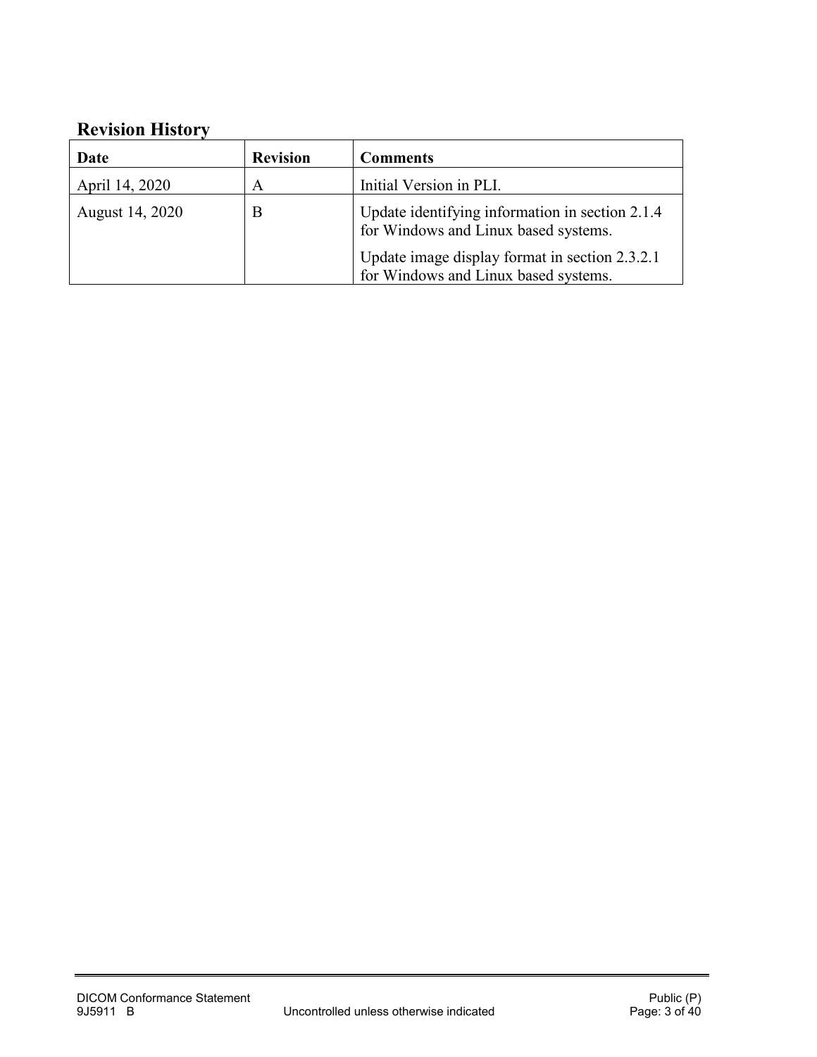## Revision History

| Date | Revision | Comments |
|---|---|---|
| April 14, 2020 | A | Initial Version in PLI. |
| August 14, 2020 | B | Update identifying information in section 2.1.4 for Windows and Linux based systems.<br><br>Update image display format in section 2.3.2.1 for Windows and Linux based systems. |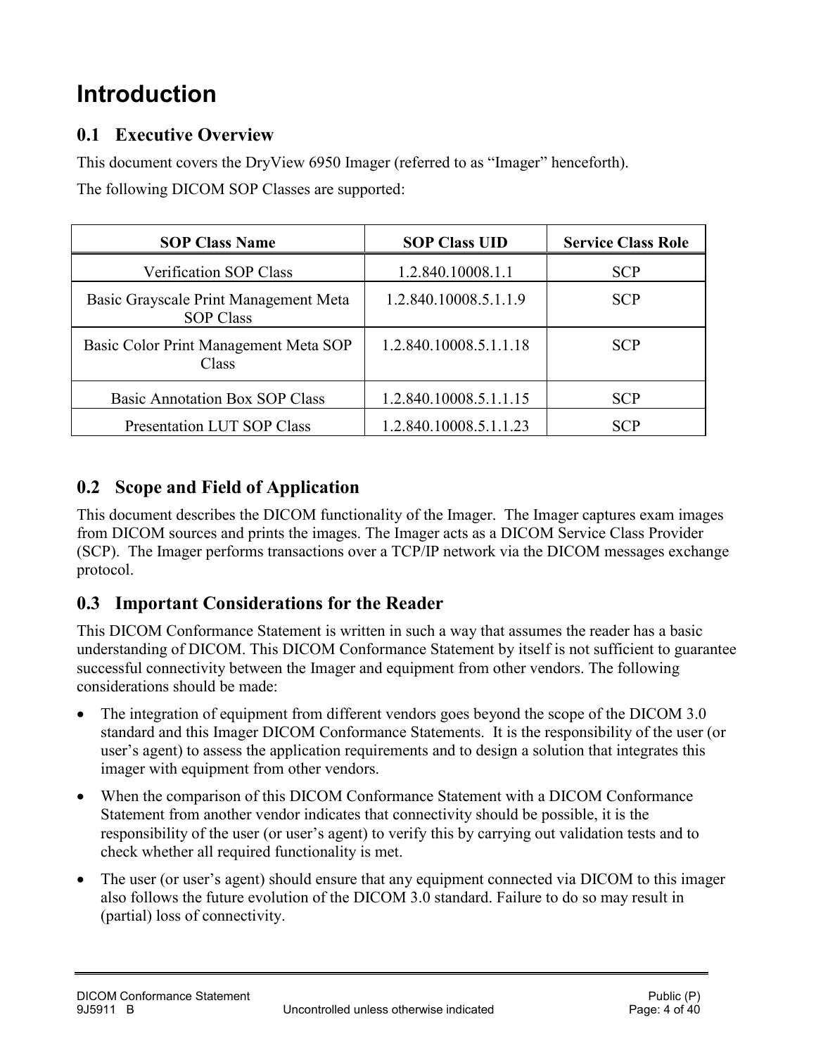# Introduction

## 0.1 Executive Overview

This document covers the DryView 6950 Imager (referred to as "Imager" henceforth).

The following DICOM SOP Classes are supported:

| SOP Class Name | SOP Class UID | Service Class Role |
|---|---|---|
| Verification SOP Class | 1.2.840.10008.1.1 | SCP |
| Basic Grayscale Print Management Meta SOP Class | 1.2.840.10008.5.1.1.9 | SCP |
| Basic Color Print Management Meta SOP Class | 1.2.840.10008.5.1.1.18 | SCP |
| Basic Annotation Box SOP Class | 1.2.840.10008.5.1.1.15 | SCP |
| Presentation LUT SOP Class | 1.2.840.10008.5.1.1.23 | SCP |

## 0.2 Scope and Field of Application

This document describes the DICOM functionality of the Imager. The Imager captures exam images from DICOM sources and prints the images. The Imager acts as a DICOM Service Class Provider (SCP). The Imager performs transactions over a TCP/IP network via the DICOM messages exchange protocol.

## 0.3 Important Considerations for the Reader

This DICOM Conformance Statement is written in such a way that assumes the reader has a basic understanding of DICOM. This DICOM Conformance Statement by itself is not sufficient to guarantee successful connectivity between the Imager and equipment from other vendors. The following considerations should be made:

- The integration of equipment from different vendors goes beyond the scope of the DICOM 3.0 standard and this Imager DICOM Conformance Statements. It is the responsibility of the user (or user's agent) to assess the application requirements and to design a solution that integrates this imager with equipment from other vendors.
- When the comparison of this DICOM Conformance Statement with a DICOM Conformance Statement from another vendor indicates that connectivity should be possible, it is the responsibility of the user (or user's agent) to verify this by carrying out validation tests and to check whether all required functionality is met.
- The user (or user's agent) should ensure that any equipment connected via DICOM to this imager also follows the future evolution of the DICOM 3.0 standard. Failure to do so may result in (partial) loss of connectivity.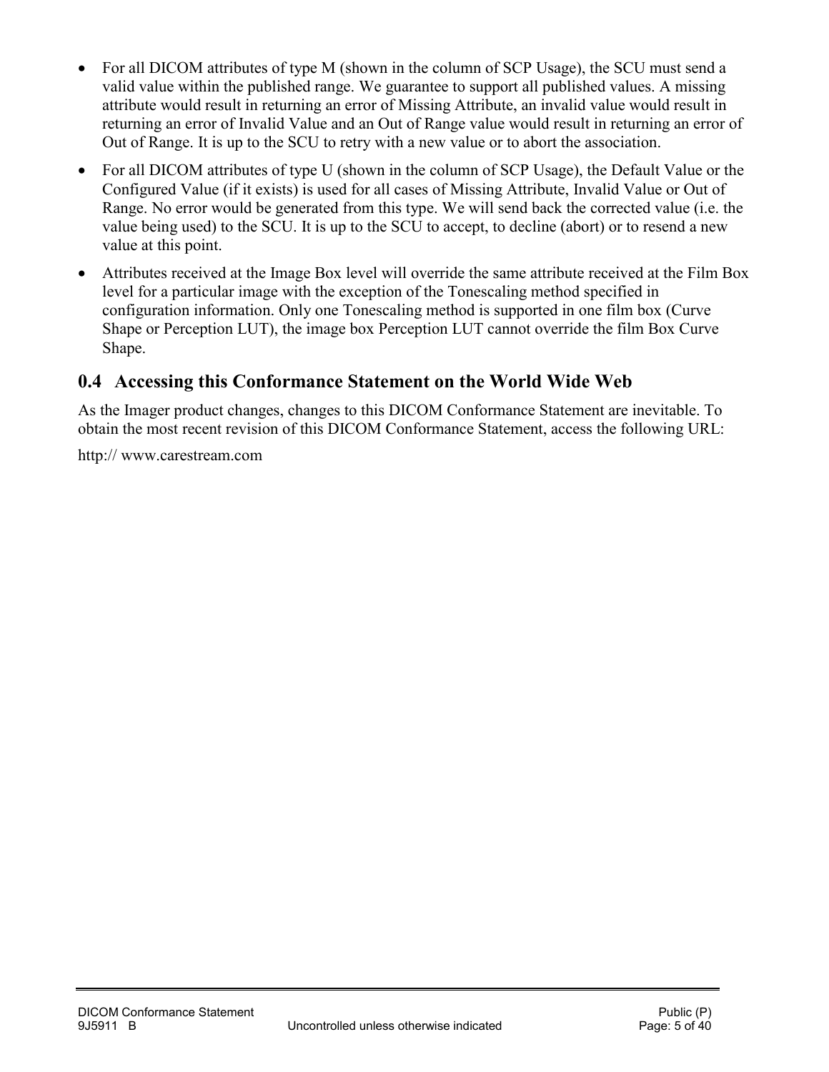- For all DICOM attributes of type M (shown in the column of SCP Usage), the SCU must send a valid value within the published range. We guarantee to support all published values. A missing attribute would result in returning an error of Missing Attribute, an invalid value would result in returning an error of Invalid Value and an Out of Range value would result in returning an error of Out of Range. It is up to the SCU to retry with a new value or to abort the association.
- For all DICOM attributes of type U (shown in the column of SCP Usage), the Default Value or the Configured Value (if it exists) is used for all cases of Missing Attribute, Invalid Value or Out of Range. No error would be generated from this type. We will send back the corrected value (i.e. the value being used) to the SCU. It is up to the SCU to accept, to decline (abort) or to resend a new value at this point.
- Attributes received at the Image Box level will override the same attribute received at the Film Box level for a particular image with the exception of the Tonescaling method specified in configuration information. Only one Tonescaling method is supported in one film box (Curve Shape or Perception LUT), the image box Perception LUT cannot override the film Box Curve Shape.

## 0.4 Accessing this Conformance Statement on the World Wide Web

As the Imager product changes, changes to this DICOM Conformance Statement are inevitable. To obtain the most recent revision of this DICOM Conformance Statement, access the following URL:

http:// www.carestream.com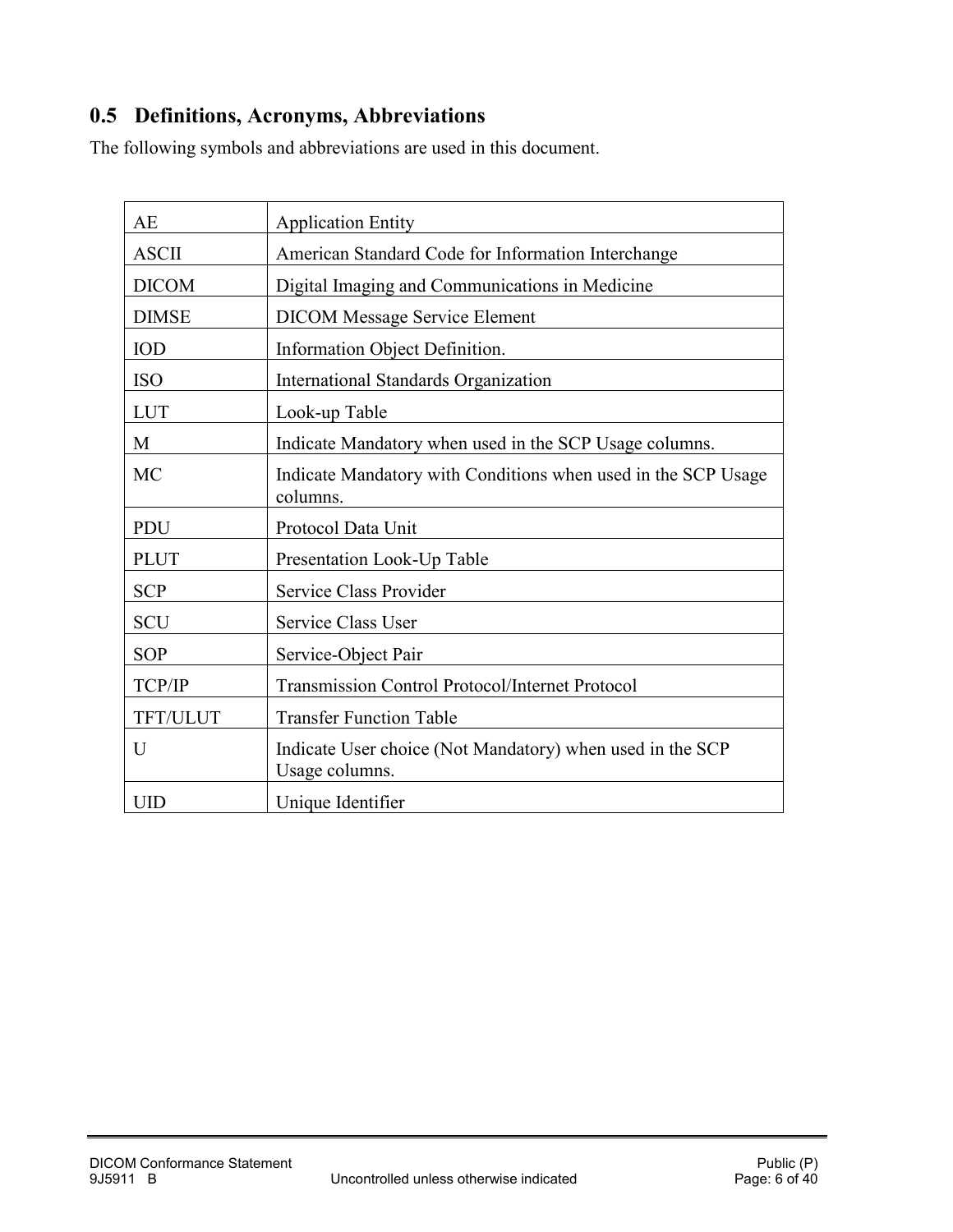## 0.5 Definitions, Acronyms, Abbreviations

The following symbols and abbreviations are used in this document.

| | |
|---|---|
| AE | Application Entity |
| ASCII | American Standard Code for Information Interchange |
| DICOM | Digital Imaging and Communications in Medicine |
| DIMSE | DICOM Message Service Element |
| IOD | Information Object Definition. |
| ISO | International Standards Organization |
| LUT | Look-up Table |
| M | Indicate Mandatory when used in the SCP Usage columns. |
| MC | Indicate Mandatory with Conditions when used in the SCP Usage columns. |
| PDU | Protocol Data Unit |
| PLUT | Presentation Look-Up Table |
| SCP | Service Class Provider |
| SCU | Service Class User |
| SOP | Service-Object Pair |
| TCP/IP | Transmission Control Protocol/Internet Protocol |
| TFT/ULUT | Transfer Function Table |
| U | Indicate User choice (Not Mandatory) when used in the SCP Usage columns. |
| UID | Unique Identifier |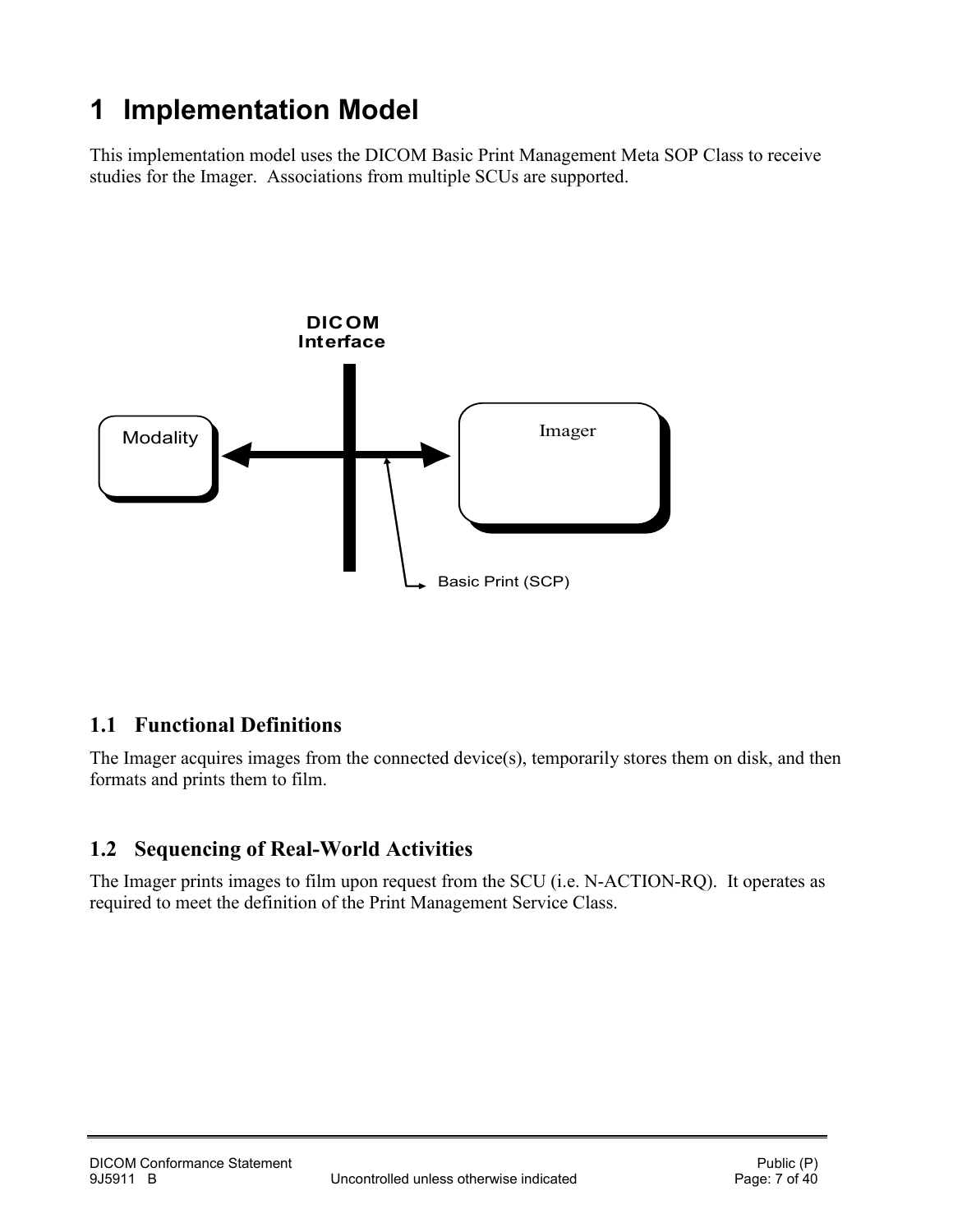# 1 Implementation Model

This implementation model uses the DICOM Basic Print Management Meta SOP Class to receive studies for the Imager. Associations from multiple SCUs are supported.

DICOM Interface

Modality

Imager

Basic Print (SCP)

## 1.1 Functional Definitions

The Imager acquires images from the connected device(s), temporarily stores them on disk, and then formats and prints them to film.

## 1.2 Sequencing of Real-World Activities

The Imager prints images to film upon request from the SCU (i.e. N-ACTION-RQ). It operates as required to meet the definition of the Print Management Service Class.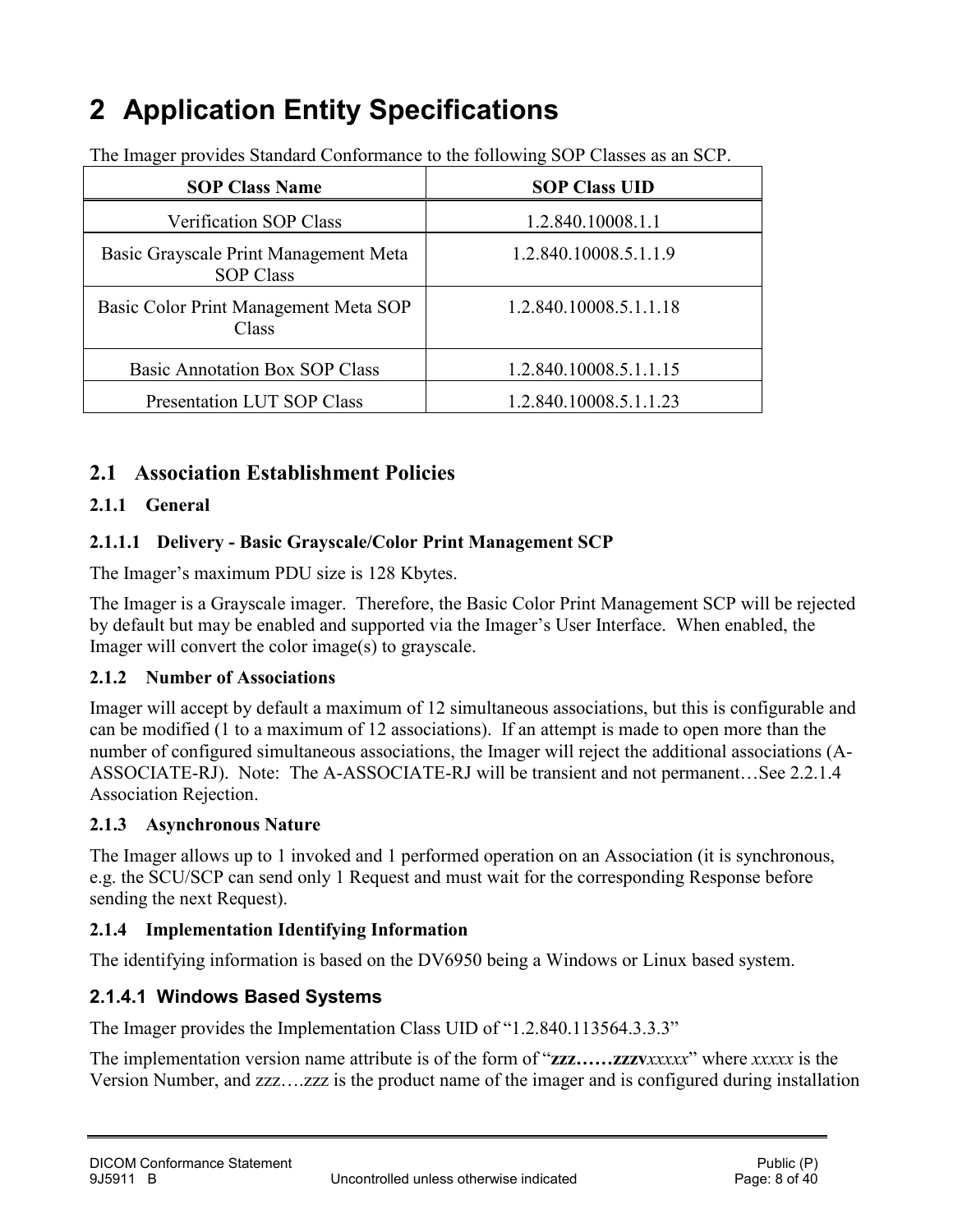# 2 Application Entity Specifications

The Imager provides Standard Conformance to the following SOP Classes as an SCP.

| SOP Class Name | SOP Class UID |
|---|---|
| Verification SOP Class | 1.2.840.10008.1.1 |
| Basic Grayscale Print Management Meta SOP Class | 1.2.840.10008.5.1.1.9 |
| Basic Color Print Management Meta SOP Class | 1.2.840.10008.5.1.1.18 |
| Basic Annotation Box SOP Class | 1.2.840.10008.5.1.1.15 |
| Presentation LUT SOP Class | 1.2.840.10008.5.1.1.23 |

## 2.1 Association Establishment Policies

### 2.1.1 General

#### 2.1.1.1 Delivery - Basic Grayscale/Color Print Management SCP

The Imager's maximum PDU size is 128 Kbytes.

The Imager is a Grayscale imager. Therefore, the Basic Color Print Management SCP will be rejected by default but may be enabled and supported via the Imager's User Interface. When enabled, the Imager will convert the color image(s) to grayscale.

### 2.1.2 Number of Associations

Imager will accept by default a maximum of 12 simultaneous associations, but this is configurable and can be modified (1 to a maximum of 12 associations). If an attempt is made to open more than the number of configured simultaneous associations, the Imager will reject the additional associations (A-ASSOCIATE-RJ). Note: The A-ASSOCIATE-RJ will be transient and not permanent…See 2.2.1.4 Association Rejection.

### 2.1.3 Asynchronous Nature

The Imager allows up to 1 invoked and 1 performed operation on an Association (it is synchronous, e.g. the SCU/SCP can send only 1 Request and must wait for the corresponding Response before sending the next Request).

### 2.1.4 Implementation Identifying Information

The identifying information is based on the DV6950 being a Windows or Linux based system.

#### 2.1.4.1 Windows Based Systems

The Imager provides the Implementation Class UID of "1.2.840.113564.3.3.3"

The implementation version name attribute is of the form of "**zzz……zzzv***xxxxx*" where *xxxxx* is the Version Number, and zzz….zzz is the product name of the imager and is configured during installation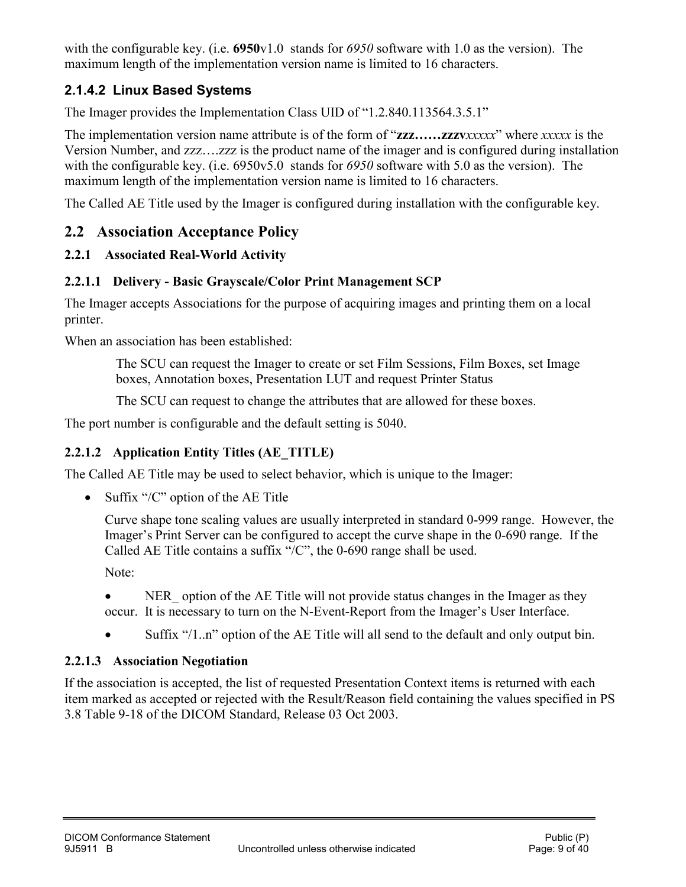with the configurable key. (i.e. **6950**v1.0 stands for *6950* software with 1.0 as the version). The maximum length of the implementation version name is limited to 16 characters.

#### 2.1.4.2 Linux Based Systems

The Imager provides the Implementation Class UID of "1.2.840.113564.3.5.1"

The implementation version name attribute is of the form of "**zzz……zzzv***xxxxx*" where *xxxxx* is the Version Number, and zzz….zzz is the product name of the imager and is configured during installation with the configurable key. (i.e. 6950v5.0 stands for *6950* software with 5.0 as the version). The maximum length of the implementation version name is limited to 16 characters.

The Called AE Title used by the Imager is configured during installation with the configurable key.

## 2.2 Association Acceptance Policy

### 2.2.1 Associated Real-World Activity

#### 2.2.1.1 Delivery - Basic Grayscale/Color Print Management SCP

The Imager accepts Associations for the purpose of acquiring images and printing them on a local printer.

When an association has been established:

> The SCU can request the Imager to create or set Film Sessions, Film Boxes, set Image boxes, Annotation boxes, Presentation LUT and request Printer Status
>
> The SCU can request to change the attributes that are allowed for these boxes.

The port number is configurable and the default setting is 5040.

#### 2.2.1.2 Application Entity Titles (AE_TITLE)

The Called AE Title may be used to select behavior, which is unique to the Imager:

- Suffix "/C" option of the AE Title

  Curve shape tone scaling values are usually interpreted in standard 0-999 range. However, the Imager's Print Server can be configured to accept the curve shape in the 0-690 range. If the Called AE Title contains a suffix "/C", the 0-690 range shall be used.

  Note:

  - NER_ option of the AE Title will not provide status changes in the Imager as they occur. It is necessary to turn on the N-Event-Report from the Imager's User Interface.
  - Suffix "/1..n" option of the AE Title will all send to the default and only output bin.

#### 2.2.1.3 Association Negotiation

If the association is accepted, the list of requested Presentation Context items is returned with each item marked as accepted or rejected with the Result/Reason field containing the values specified in PS 3.8 Table 9-18 of the DICOM Standard, Release 03 Oct 2003.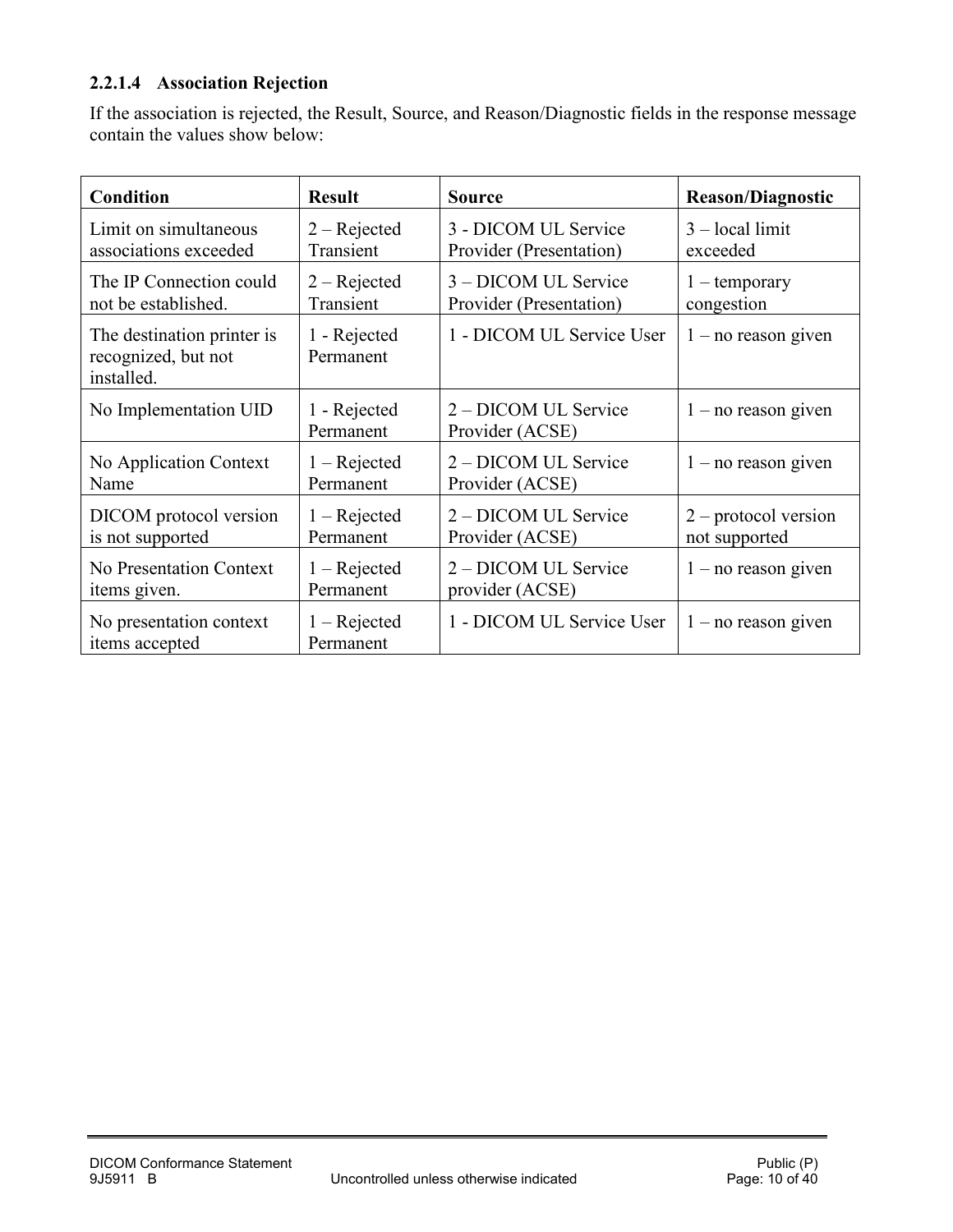#### 2.2.1.4 Association Rejection

If the association is rejected, the Result, Source, and Reason/Diagnostic fields in the response message contain the values show below:

| Condition | Result | Source | Reason/Diagnostic |
|---|---|---|---|
| Limit on simultaneous associations exceeded | 2 – Rejected Transient | 3 - DICOM UL Service Provider (Presentation) | 3 – local limit exceeded |
| The IP Connection could not be established. | 2 – Rejected Transient | 3 – DICOM UL Service Provider (Presentation) | 1 – temporary congestion |
| The destination printer is recognized, but not installed. | 1 - Rejected Permanent | 1 - DICOM UL Service User | 1 – no reason given |
| No Implementation UID | 1 - Rejected Permanent | 2 – DICOM UL Service Provider (ACSE) | 1 – no reason given |
| No Application Context Name | 1 – Rejected Permanent | 2 – DICOM UL Service Provider (ACSE) | 1 – no reason given |
| DICOM protocol version is not supported | 1 – Rejected Permanent | 2 – DICOM UL Service Provider (ACSE) | 2 – protocol version not supported |
| No Presentation Context items given. | 1 – Rejected Permanent | 2 – DICOM UL Service provider (ACSE) | 1 – no reason given |
| No presentation context items accepted | 1 – Rejected Permanent | 1 - DICOM UL Service User | 1 – no reason given |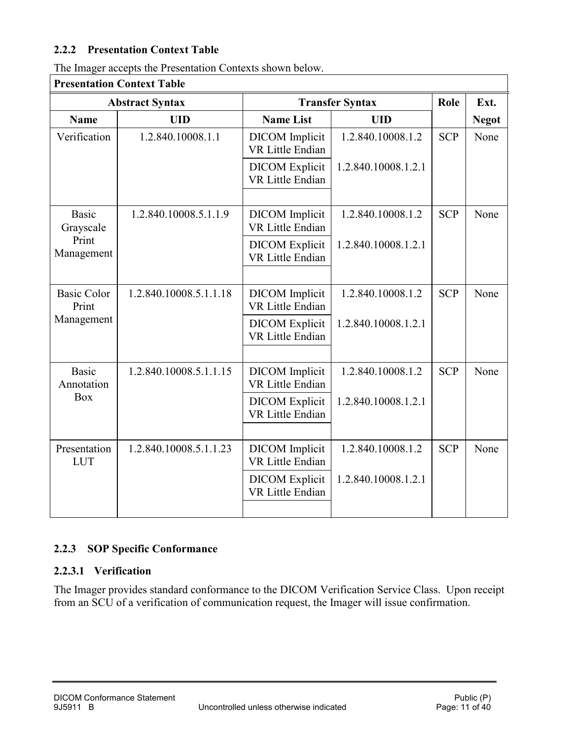### 2.2.2 Presentation Context Table

The Imager accepts the Presentation Contexts shown below.

| Presentation Context Table | | | | | |
|---|---|---|---|---|---|
| **Abstract Syntax** | | **Transfer Syntax** | | **Role** | **Ext. Negot** |
| **Name** | **UID** | **Name List** | **UID** | | |
| Verification | 1.2.840.10008.1.1 | DICOM Implicit VR Little Endian | 1.2.840.10008.1.2 | SCP | None |
| | | DICOM Explicit VR Little Endian | 1.2.840.10008.1.2.1 | | |
| | | | | | |
| Basic Grayscale Print Management | 1.2.840.10008.5.1.1.9 | DICOM Implicit VR Little Endian | 1.2.840.10008.1.2 | SCP | None |
| | | DICOM Explicit VR Little Endian | 1.2.840.10008.1.2.1 | | |
| | | | | | |
| Basic Color Print Management | 1.2.840.10008.5.1.1.18 | DICOM Implicit VR Little Endian | 1.2.840.10008.1.2 | SCP | None |
| | | DICOM Explicit VR Little Endian | 1.2.840.10008.1.2.1 | | |
| | | | | | |
| Basic Annotation Box | 1.2.840.10008.5.1.1.15 | DICOM Implicit VR Little Endian | 1.2.840.10008.1.2 | SCP | None |
| | | DICOM Explicit VR Little Endian | 1.2.840.10008.1.2.1 | | |
| | | | | | |
| Presentation LUT | 1.2.840.10008.5.1.1.23 | DICOM Implicit VR Little Endian | 1.2.840.10008.1.2 | SCP | None |
| | | DICOM Explicit VR Little Endian | 1.2.840.10008.1.2.1 | | |
| | | | | | |

### 2.2.3 SOP Specific Conformance

#### 2.2.3.1 Verification

The Imager provides standard conformance to the DICOM Verification Service Class. Upon receipt from an SCU of a verification of communication request, the Imager will issue confirmation.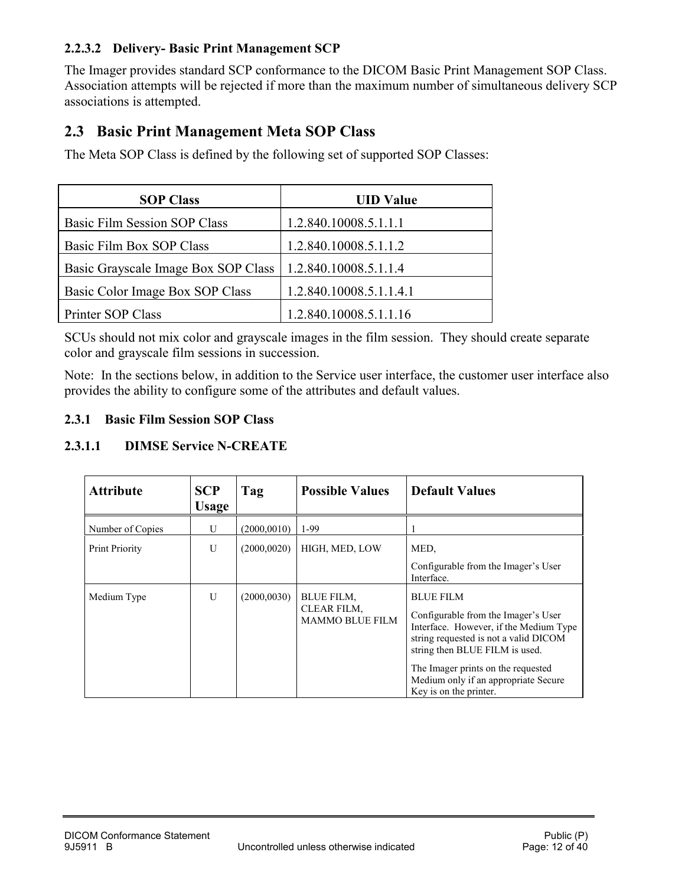#### 2.2.3.2 Delivery- Basic Print Management SCP

The Imager provides standard SCP conformance to the DICOM Basic Print Management SOP Class. Association attempts will be rejected if more than the maximum number of simultaneous delivery SCP associations is attempted.

## 2.3 Basic Print Management Meta SOP Class

The Meta SOP Class is defined by the following set of supported SOP Classes:

| SOP Class | UID Value |
|---|---|
| Basic Film Session SOP Class | 1.2.840.10008.5.1.1.1 |
| Basic Film Box SOP Class | 1.2.840.10008.5.1.1.2 |
| Basic Grayscale Image Box SOP Class | 1.2.840.10008.5.1.1.4 |
| Basic Color Image Box SOP Class | 1.2.840.10008.5.1.1.4.1 |
| Printer SOP Class | 1.2.840.10008.5.1.1.16 |

SCUs should not mix color and grayscale images in the film session. They should create separate color and grayscale film sessions in succession.

Note: In the sections below, in addition to the Service user interface, the customer user interface also provides the ability to configure some of the attributes and default values.

### 2.3.1 Basic Film Session SOP Class

#### 2.3.1.1 DIMSE Service N-CREATE

| Attribute | SCP Usage | Tag | Possible Values | Default Values |
|---|---|---|---|---|
| Number of Copies | U | (2000,0010) | 1-99 | 1 |
| Print Priority | U | (2000,0020) | HIGH, MED, LOW | MED,<br>Configurable from the Imager's User Interface. |
| Medium Type | U | (2000,0030) | BLUE FILM,<br>CLEAR FILM,<br>MAMMO BLUE FILM | BLUE FILM<br>Configurable from the Imager's User Interface. However, if the Medium Type string requested is not a valid DICOM string then BLUE FILM is used.<br>The Imager prints on the requested Medium only if an appropriate Secure Key is on the printer. |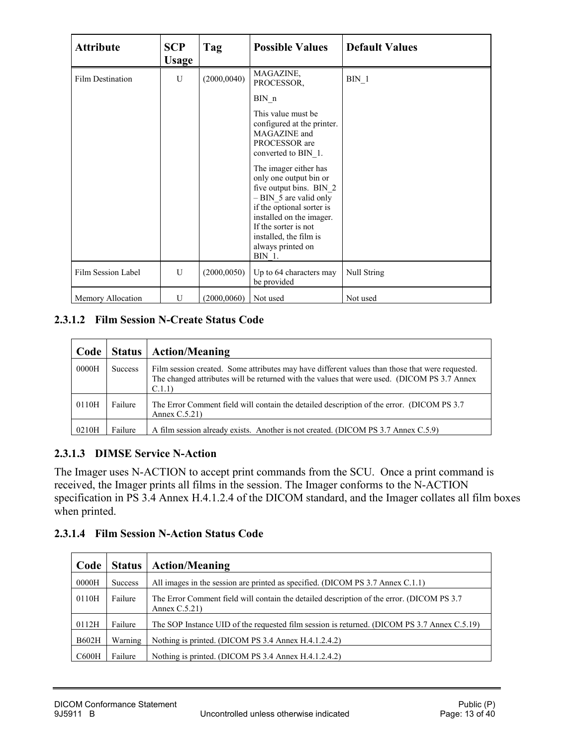| Attribute | SCP Usage | Tag | Possible Values | Default Values |
|---|---|---|---|---|
| Film Destination | U | (2000,0040) | MAGAZINE, PROCESSOR, BIN_n<br><br>This value must be configured at the printer. MAGAZINE and PROCESSOR are converted to BIN_1.<br><br>The imager either has only one output bin or five output bins. BIN_2 – BIN_5 are valid only if the optional sorter is installed on the imager. If the sorter is not installed, the film is always printed on BIN_1. | BIN_1 |
| Film Session Label | U | (2000,0050) | Up to 64 characters may be provided | Null String |
| Memory Allocation | U | (2000,0060) | Not used | Not used |

#### 2.3.1.2 Film Session N-Create Status Code

| Code | Status | Action/Meaning |
|---|---|---|
| 0000H | Success | Film session created. Some attributes may have different values than those that were requested. The changed attributes will be returned with the values that were used. (DICOM PS 3.7 Annex C.1.1) |
| 0110H | Failure | The Error Comment field will contain the detailed description of the error. (DICOM PS 3.7 Annex C.5.21) |
| 0210H | Failure | A film session already exists. Another is not created. (DICOM PS 3.7 Annex C.5.9) |

#### 2.3.1.3 DIMSE Service N-Action

The Imager uses N-ACTION to accept print commands from the SCU. Once a print command is received, the Imager prints all films in the session. The Imager conforms to the N-ACTION specification in PS 3.4 Annex H.4.1.2.4 of the DICOM standard, and the Imager collates all film boxes when printed.

#### 2.3.1.4 Film Session N-Action Status Code

| Code | Status | Action/Meaning |
|---|---|---|
| 0000H | Success | All images in the session are printed as specified. (DICOM PS 3.7 Annex C.1.1) |
| 0110H | Failure | The Error Comment field will contain the detailed description of the error. (DICOM PS 3.7 Annex C.5.21) |
| 0112H | Failure | The SOP Instance UID of the requested film session is returned. (DICOM PS 3.7 Annex C.5.19) |
| B602H | Warning | Nothing is printed. (DICOM PS 3.4 Annex H.4.1.2.4.2) |
| C600H | Failure | Nothing is printed. (DICOM PS 3.4 Annex H.4.1.2.4.2) |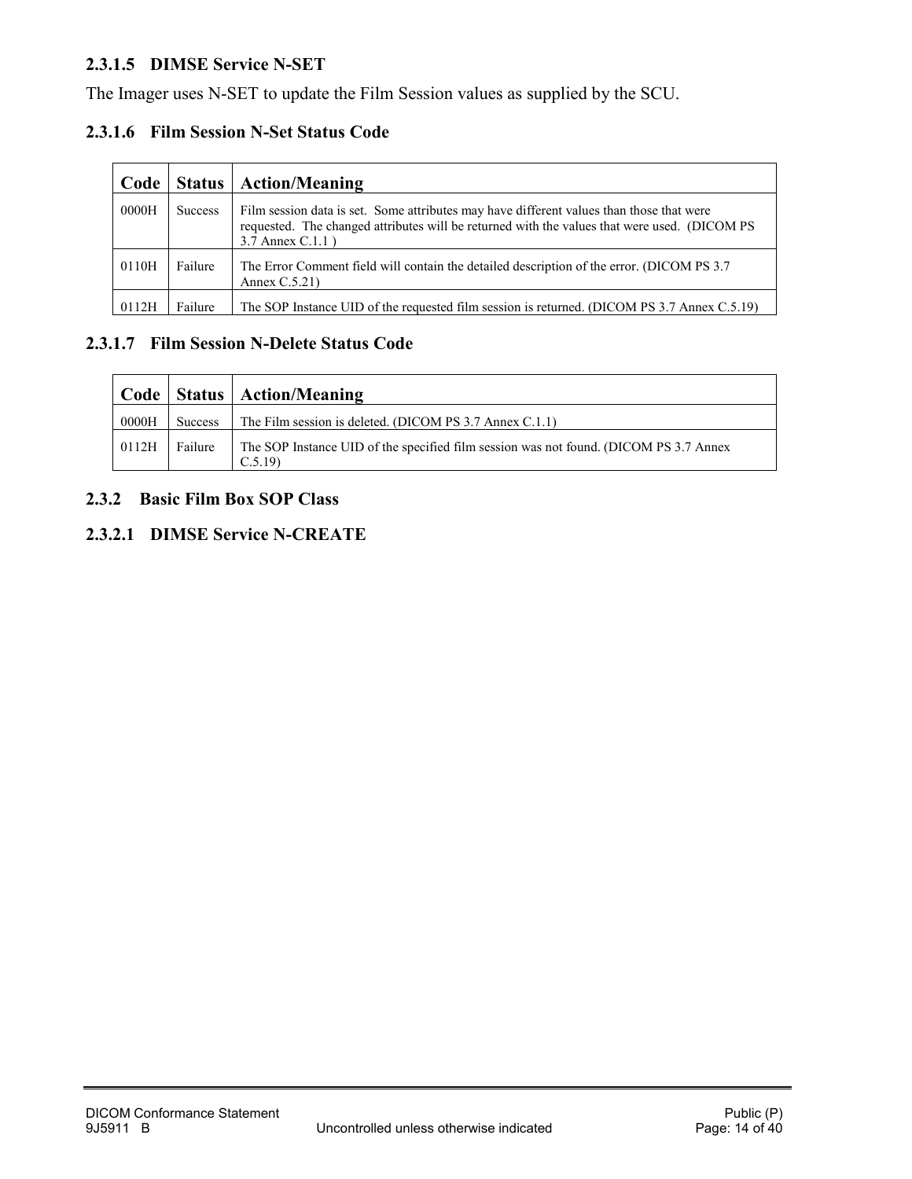#### 2.3.1.5 DIMSE Service N-SET

The Imager uses N-SET to update the Film Session values as supplied by the SCU.

#### 2.3.1.6 Film Session N-Set Status Code

| Code | Status | Action/Meaning |
|---|---|---|
| 0000H | Success | Film session data is set. Some attributes may have different values than those that were requested. The changed attributes will be returned with the values that were used. (DICOM PS 3.7 Annex C.1.1 ) |
| 0110H | Failure | The Error Comment field will contain the detailed description of the error. (DICOM PS 3.7 Annex C.5.21) |
| 0112H | Failure | The SOP Instance UID of the requested film session is returned. (DICOM PS 3.7 Annex C.5.19) |

#### 2.3.1.7 Film Session N-Delete Status Code

| Code | Status | Action/Meaning |
|---|---|---|
| 0000H | Success | The Film session is deleted. (DICOM PS 3.7 Annex C.1.1) |
| 0112H | Failure | The SOP Instance UID of the specified film session was not found. (DICOM PS 3.7 Annex C.5.19) |

### 2.3.2 Basic Film Box SOP Class

#### 2.3.2.1 DIMSE Service N-CREATE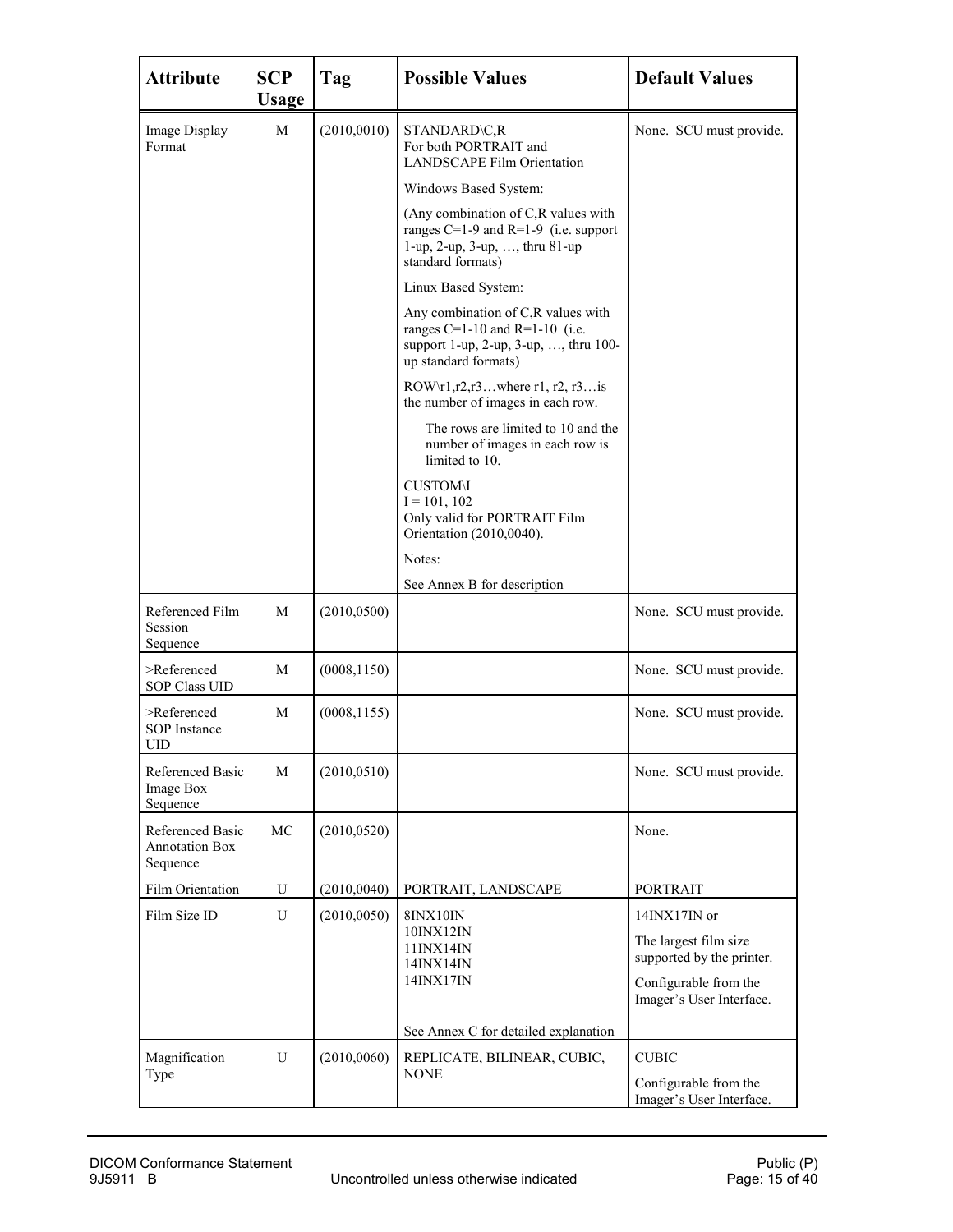| Attribute | SCP Usage | Tag | Possible Values | Default Values |
|---|---|---|---|---|
| Image Display Format | M | (2010,0010) | STANDARD\C,R<br>For both PORTRAIT and LANDSCAPE Film Orientation<br><br>Windows Based System:<br><br>(Any combination of C,R values with ranges C=1-9 and R=1-9 (i.e. support 1-up, 2-up, 3-up, …, thru 81-up standard formats)<br><br>Linux Based System:<br><br>Any combination of C,R values with ranges C=1-10 and R=1-10 (i.e. support 1-up, 2-up, 3-up, …, thru 100-up standard formats)<br><br>ROW\r1,r2,r3…where r1, r2, r3…is the number of images in each row.<br><br>The rows are limited to 10 and the number of images in each row is limited to 10.<br><br>CUSTOM\I<br>I = 101, 102<br>Only valid for PORTRAIT Film Orientation (2010,0040).<br><br>Notes:<br><br>See Annex B for description | None. SCU must provide. |
| Referenced Film Session Sequence | M | (2010,0500) | | None. SCU must provide. |
| >Referenced SOP Class UID | M | (0008,1150) | | None. SCU must provide. |
| >Referenced SOP Instance UID | M | (0008,1155) | | None. SCU must provide. |
| Referenced Basic Image Box Sequence | M | (2010,0510) | | None. SCU must provide. |
| Referenced Basic Annotation Box Sequence | MC | (2010,0520) | | None. |
| Film Orientation | U | (2010,0040) | PORTRAIT, LANDSCAPE | PORTRAIT |
| Film Size ID | U | (2010,0050) | 8INX10IN<br>10INX12IN<br>11INX14IN<br>14INX14IN<br>14INX17IN<br><br>See Annex C for detailed explanation | 14INX17IN or<br><br>The largest film size supported by the printer.<br><br>Configurable from the Imager's User Interface. |
| Magnification Type | U | (2010,0060) | REPLICATE, BILINEAR, CUBIC, NONE | CUBIC<br><br>Configurable from the Imager's User Interface. |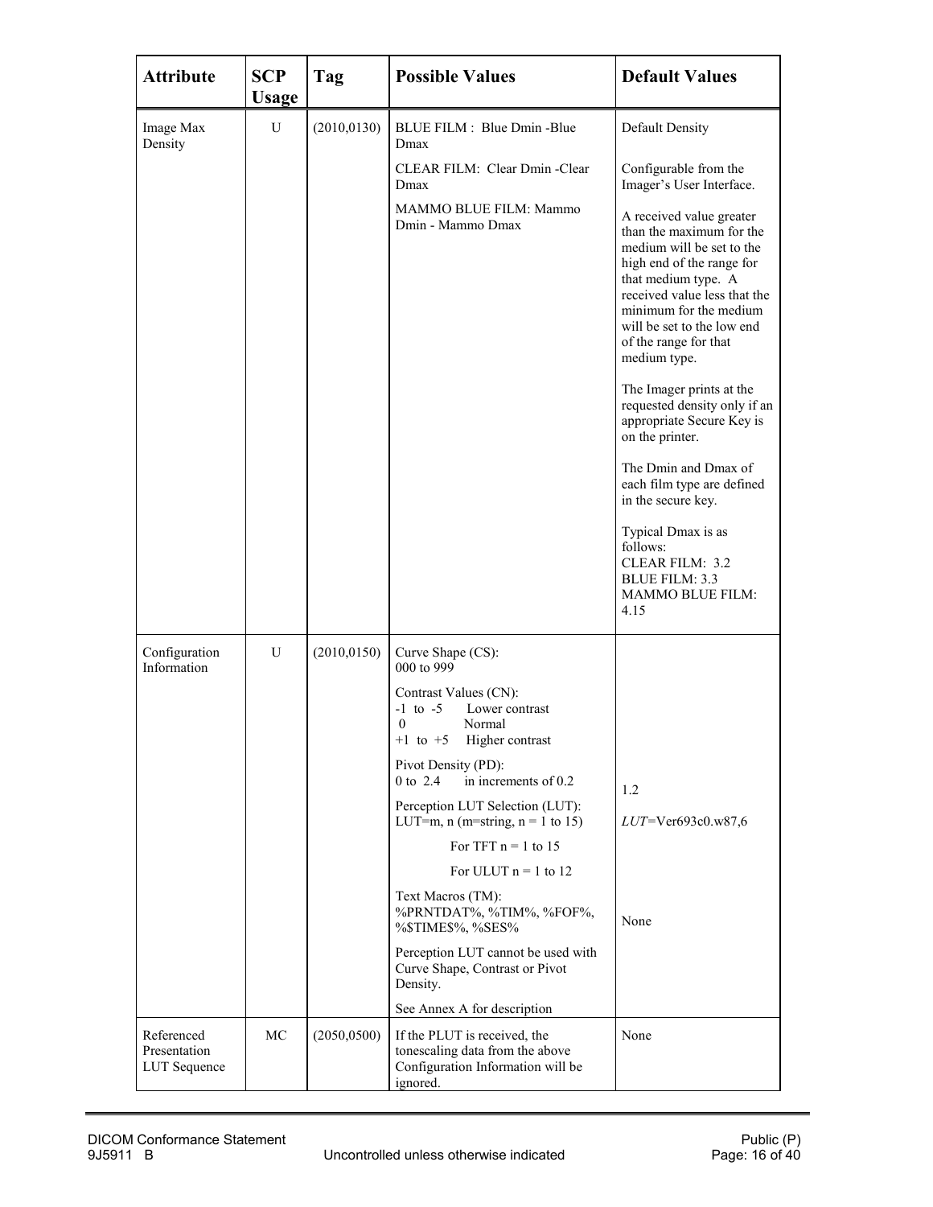| Attribute | SCP Usage | Tag | Possible Values | Default Values |
|---|---|---|---|---|
| Image Max Density | U | (2010,0130) | BLUE FILM : Blue Dmin -Blue Dmax<br><br>CLEAR FILM: Clear Dmin -Clear Dmax<br><br>MAMMO BLUE FILM: Mammo Dmin - Mammo Dmax | Default Density<br><br>Configurable from the Imager's User Interface.<br><br>A received value greater than the maximum for the medium will be set to the high end of the range for that medium type. A received value less that the minimum for the medium will be set to the low end of the range for that medium type.<br><br>The Imager prints at the requested density only if an appropriate Secure Key is on the printer.<br><br>The Dmin and Dmax of each film type are defined in the secure key.<br><br>Typical Dmax is as follows:<br>CLEAR FILM: 3.2<br>BLUE FILM: 3.3<br>MAMMO BLUE FILM: 4.15 |
| Configuration Information | U | (2010,0150) | Curve Shape (CS):<br>000 to 999<br><br>Contrast Values (CN):<br>-1 to -5 Lower contrast<br>0 Normal<br>+1 to +5 Higher contrast<br><br>Pivot Density (PD):<br>0 to 2.4 in increments of 0.2<br><br>Perception LUT Selection (LUT):<br>LUT=m, n (m=string, n = 1 to 15)<br>For TFT n = 1 to 15<br>For ULUT n = 1 to 12<br><br>Text Macros (TM):<br>%PRNTDAT%, %TIM%, %FOF%, %$TIME$%, %SES%<br><br>Perception LUT cannot be used with Curve Shape, Contrast or Pivot Density.<br><br>See Annex A for description | <br><br><br><br><br><br><br><br>1.2<br><br>*LUT*=Ver693c0.w87,6<br><br><br><br>None |
| Referenced Presentation LUT Sequence | MC | (2050,0500) | If the PLUT is received, the tonescaling data from the above Configuration Information will be ignored. | None |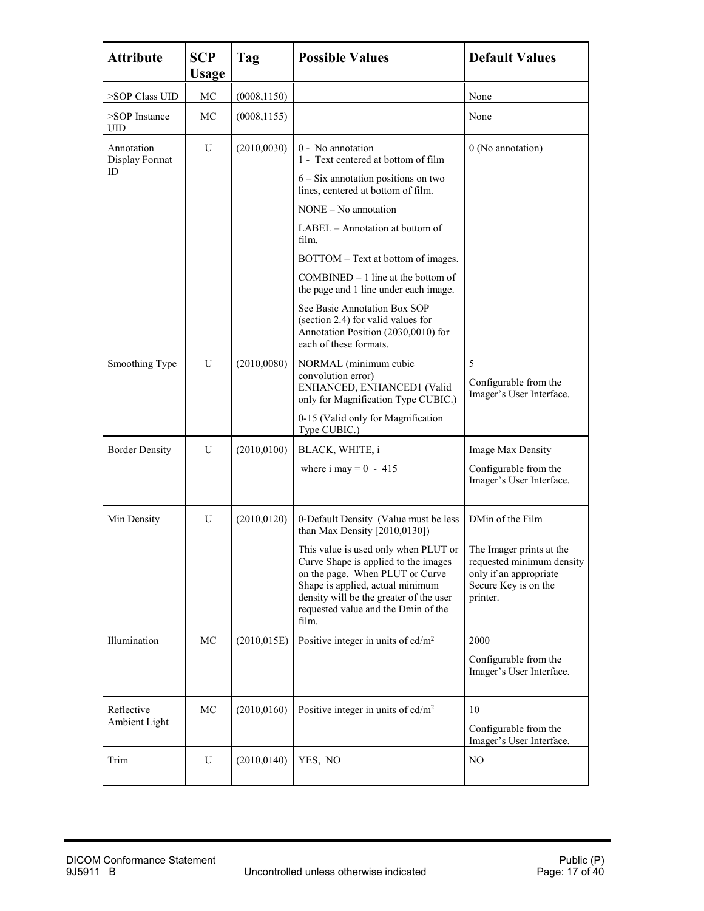| Attribute | SCP Usage | Tag | Possible Values | Default Values |
|---|---|---|---|---|
| >SOP Class UID | MC | (0008,1150) | | None |
| >SOP Instance UID | MC | (0008,1155) | | None |
| Annotation Display Format ID | U | (2010,0030) | 0 - No annotation<br>1 - Text centered at bottom of film<br>6 – Six annotation positions on two lines, centered at bottom of film.<br>NONE – No annotation<br>LABEL – Annotation at bottom of film.<br>BOTTOM – Text at bottom of images.<br>COMBINED – 1 line at the bottom of the page and 1 line under each image.<br>See Basic Annotation Box SOP (section 2.4) for valid values for Annotation Position (2030,0010) for each of these formats. | 0 (No annotation) |
| Smoothing Type | U | (2010,0080) | NORMAL (minimum cubic convolution error)<br>ENHANCED, ENHANCED1 (Valid only for Magnification Type CUBIC.)<br>0-15 (Valid only for Magnification Type CUBIC.) | 5<br>Configurable from the Imager's User Interface. |
| Border Density | U | (2010,0100) | BLACK, WHITE, i<br>where i may = 0 - 415 | Image Max Density<br>Configurable from the Imager's User Interface. |
| Min Density | U | (2010,0120) | 0-Default Density (Value must be less than Max Density [2010,0130])<br>This value is used only when PLUT or Curve Shape is applied to the images on the page. When PLUT or Curve Shape is applied, actual minimum density will be the greater of the user requested value and the Dmin of the film. | DMin of the Film<br>The Imager prints at the requested minimum density only if an appropriate Secure Key is on the printer. |
| Illumination | MC | (2010,015E) | Positive integer in units of $cd/m^2$ | 2000<br>Configurable from the Imager's User Interface. |
| Reflective Ambient Light | MC | (2010,0160) | Positive integer in units of $cd/m^2$ | 10<br>Configurable from the Imager's User Interface. |
| Trim | U | (2010,0140) | YES, NO | NO |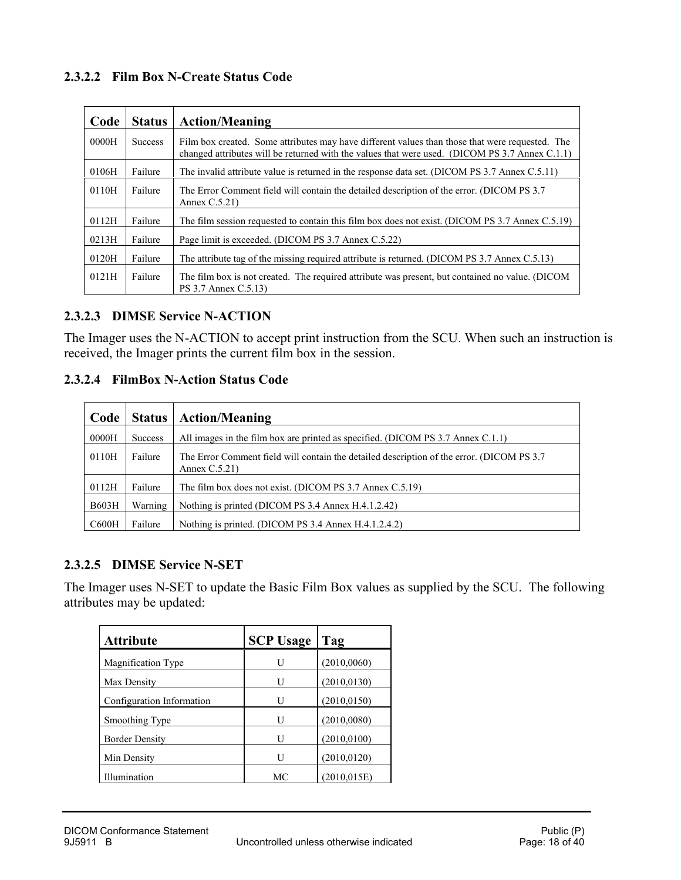#### 2.3.2.2 Film Box N-Create Status Code

| Code | Status | Action/Meaning |
|---|---|---|
| 0000H | Success | Film box created. Some attributes may have different values than those that were requested. The changed attributes will be returned with the values that were used. (DICOM PS 3.7 Annex C.1.1) |
| 0106H | Failure | The invalid attribute value is returned in the response data set. (DICOM PS 3.7 Annex C.5.11) |
| 0110H | Failure | The Error Comment field will contain the detailed description of the error. (DICOM PS 3.7 Annex C.5.21) |
| 0112H | Failure | The film session requested to contain this film box does not exist. (DICOM PS 3.7 Annex C.5.19) |
| 0213H | Failure | Page limit is exceeded. (DICOM PS 3.7 Annex C.5.22) |
| 0120H | Failure | The attribute tag of the missing required attribute is returned. (DICOM PS 3.7 Annex C.5.13) |
| 0121H | Failure | The film box is not created. The required attribute was present, but contained no value. (DICOM PS 3.7 Annex C.5.13) |

#### 2.3.2.3 DIMSE Service N-ACTION

The Imager uses the N-ACTION to accept print instruction from the SCU. When such an instruction is received, the Imager prints the current film box in the session.

#### 2.3.2.4 FilmBox N-Action Status Code

| Code | Status | Action/Meaning |
|---|---|---|
| 0000H | Success | All images in the film box are printed as specified. (DICOM PS 3.7 Annex C.1.1) |
| 0110H | Failure | The Error Comment field will contain the detailed description of the error. (DICOM PS 3.7 Annex C.5.21) |
| 0112H | Failure | The film box does not exist. (DICOM PS 3.7 Annex C.5.19) |
| B603H | Warning | Nothing is printed (DICOM PS 3.4 Annex H.4.1.2.42) |
| C600H | Failure | Nothing is printed. (DICOM PS 3.4 Annex H.4.1.2.4.2) |

#### 2.3.2.5 DIMSE Service N-SET

The Imager uses N-SET to update the Basic Film Box values as supplied by the SCU. The following attributes may be updated:

| Attribute | SCP Usage | Tag |
|---|---|---|
| Magnification Type | U | (2010,0060) |
| Max Density | U | (2010,0130) |
| Configuration Information | U | (2010,0150) |
| Smoothing Type | U | (2010,0080) |
| Border Density | U | (2010,0100) |
| Min Density | U | (2010,0120) |
| Illumination | MC | (2010,015E) |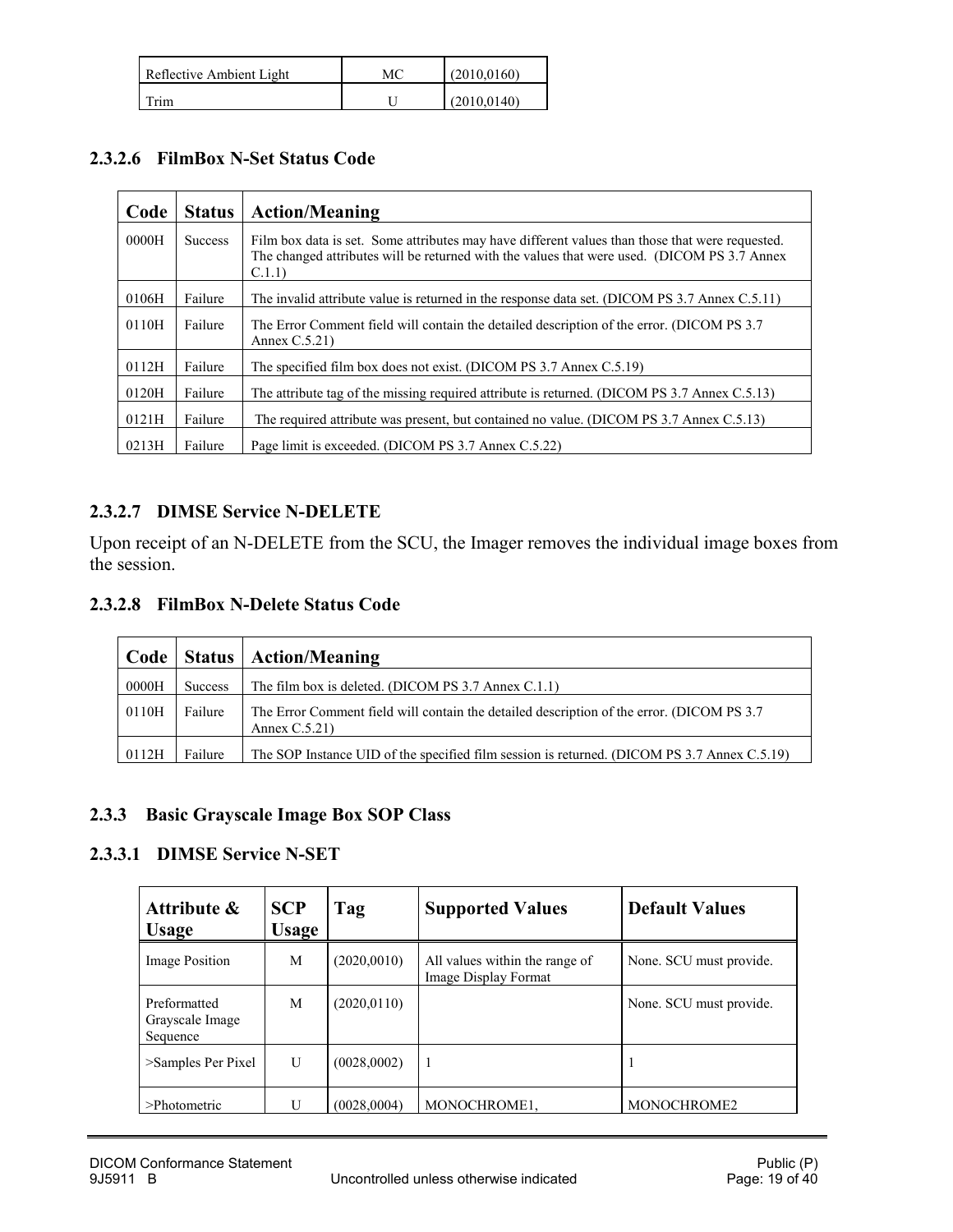| Reflective Ambient Light | MC | (2010,0160) |
|---|---|---|
| Trim | U | (2010,0140) |

### 2.3.2.6 FilmBox N-Set Status Code

| Code | Status | Action/Meaning |
|---|---|---|
| 0000H | Success | Film box data is set. Some attributes may have different values than those that were requested. The changed attributes will be returned with the values that were used. (DICOM PS 3.7 Annex C.1.1) |
| 0106H | Failure | The invalid attribute value is returned in the response data set. (DICOM PS 3.7 Annex C.5.11) |
| 0110H | Failure | The Error Comment field will contain the detailed description of the error. (DICOM PS 3.7 Annex C.5.21) |
| 0112H | Failure | The specified film box does not exist. (DICOM PS 3.7 Annex C.5.19) |
| 0120H | Failure | The attribute tag of the missing required attribute is returned. (DICOM PS 3.7 Annex C.5.13) |
| 0121H | Failure | The required attribute was present, but contained no value. (DICOM PS 3.7 Annex C.5.13) |
| 0213H | Failure | Page limit is exceeded. (DICOM PS 3.7 Annex C.5.22) |

### 2.3.2.7 DIMSE Service N-DELETE

Upon receipt of an N-DELETE from the SCU, the Imager removes the individual image boxes from the session.

### 2.3.2.8 FilmBox N-Delete Status Code

| Code | Status | Action/Meaning |
|---|---|---|
| 0000H | Success | The film box is deleted. (DICOM PS 3.7 Annex C.1.1) |
| 0110H | Failure | The Error Comment field will contain the detailed description of the error. (DICOM PS 3.7 Annex C.5.21) |
| 0112H | Failure | The SOP Instance UID of the specified film session is returned. (DICOM PS 3.7 Annex C.5.19) |

## 2.3.3 Basic Grayscale Image Box SOP Class

### 2.3.3.1 DIMSE Service N-SET

| Attribute & Usage | SCP Usage | Tag | Supported Values | Default Values |
|---|---|---|---|---|
| Image Position | M | (2020,0010) | All values within the range of Image Display Format | None. SCU must provide. |
| Preformatted Grayscale Image Sequence | M | (2020,0110) | | None. SCU must provide. |
| >Samples Per Pixel | U | (0028,0002) | 1 | 1 |
| >Photometric | U | (0028,0004) | MONOCHROME1, | MONOCHROME2 |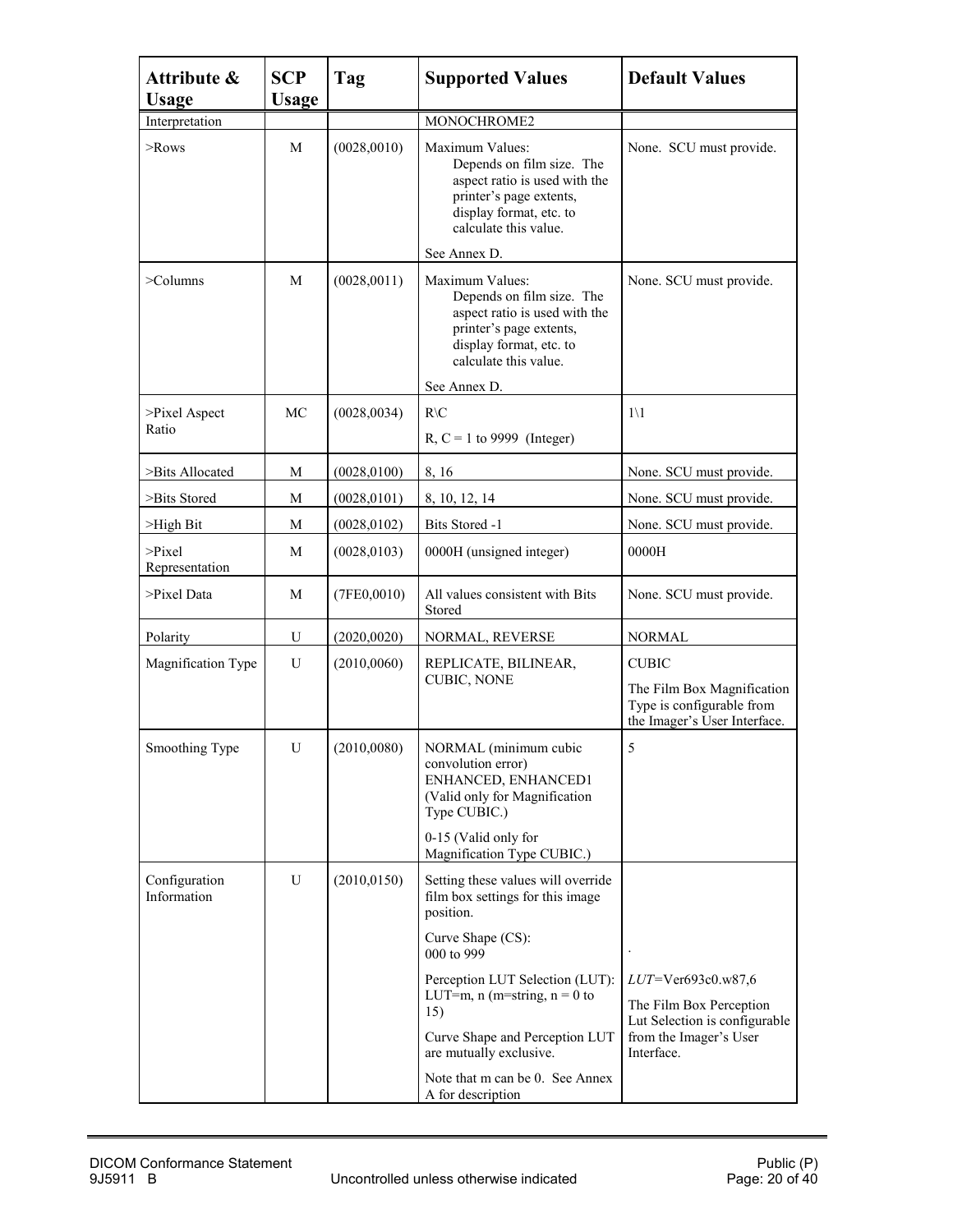| Attribute & Usage | SCP Usage | Tag | Supported Values | Default Values |
|---|---|---|---|---|
| Interpretation | | | MONOCHROME2 | |
| >Rows | M | (0028,0010) | Maximum Values: Depends on film size. The aspect ratio is used with the printer's page extents, display format, etc. to calculate this value.<br><br>See Annex D. | None. SCU must provide. |
| >Columns | M | (0028,0011) | Maximum Values: Depends on film size. The aspect ratio is used with the printer's page extents, display format, etc. to calculate this value.<br><br>See Annex D. | None. SCU must provide. |
| >Pixel Aspect Ratio | MC | (0028,0034) | R\C<br><br>R, C = 1 to 9999 (Integer) | 1\1 |
| >Bits Allocated | M | (0028,0100) | 8, 16 | None. SCU must provide. |
| >Bits Stored | M | (0028,0101) | 8, 10, 12, 14 | None. SCU must provide. |
| >High Bit | M | (0028,0102) | Bits Stored -1 | None. SCU must provide. |
| >Pixel Representation | M | (0028,0103) | 0000H (unsigned integer) | 0000H |
| >Pixel Data | M | (7FE0,0010) | All values consistent with Bits Stored | None. SCU must provide. |
| Polarity | U | (2020,0020) | NORMAL, REVERSE | NORMAL |
| Magnification Type | U | (2010,0060) | REPLICATE, BILINEAR, CUBIC, NONE | CUBIC<br><br>The Film Box Magnification Type is configurable from the Imager's User Interface. |
| Smoothing Type | U | (2010,0080) | NORMAL (minimum cubic convolution error)<br>ENHANCED, ENHANCED1<br>(Valid only for Magnification Type CUBIC.)<br><br>0-15 (Valid only for Magnification Type CUBIC.) | 5 |
| Configuration Information | U | (2010,0150) | Setting these values will override film box settings for this image position.<br><br>Curve Shape (CS):<br>000 to 999<br><br>Perception LUT Selection (LUT): LUT=m, n (m=string, n = 0 to 15)<br><br>Curve Shape and Perception LUT are mutually exclusive.<br><br>Note that m can be 0. See Annex A for description | .<br><br>*LUT*=Ver693c0.w87,6<br><br>The Film Box Perception Lut Selection is configurable from the Imager's User Interface. |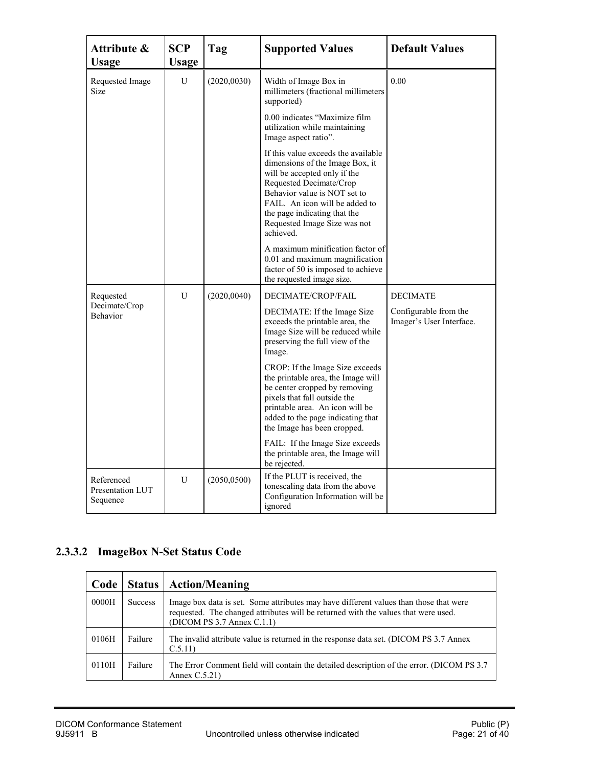| Attribute & Usage | SCP Usage | Tag | Supported Values | Default Values |
|---|---|---|---|---|
| Requested Image Size | U | (2020,0030) | Width of Image Box in millimeters (fractional millimeters supported)<br><br>0.00 indicates "Maximize film utilization while maintaining Image aspect ratio".<br><br>If this value exceeds the available dimensions of the Image Box, it will be accepted only if the Requested Decimate/Crop Behavior value is NOT set to FAIL. An icon will be added to the page indicating that the Requested Image Size was not achieved.<br><br>A maximum minification factor of 0.01 and maximum magnification factor of 50 is imposed to achieve the requested image size. | 0.00 |
| Requested Decimate/Crop Behavior | U | (2020,0040) | DECIMATE/CROP/FAIL<br><br>DECIMATE: If the Image Size exceeds the printable area, the Image Size will be reduced while preserving the full view of the Image.<br><br>CROP: If the Image Size exceeds the printable area, the Image will be center cropped by removing pixels that fall outside the printable area. An icon will be added to the page indicating that the Image has been cropped.<br><br>FAIL: If the Image Size exceeds the printable area, the Image will be rejected. | DECIMATE<br><br>Configurable from the Imager's User Interface. |
| Referenced Presentation LUT Sequence | U | (2050,0500) | If the PLUT is received, the tonescaling data from the above Configuration Information will be ignored | |

### 2.3.3.2 ImageBox N-Set Status Code

| Code | Status | Action/Meaning |
|---|---|---|
| 0000H | Success | Image box data is set. Some attributes may have different values than those that were requested. The changed attributes will be returned with the values that were used. (DICOM PS 3.7 Annex C.1.1) |
| 0106H | Failure | The invalid attribute value is returned in the response data set. (DICOM PS 3.7 Annex C.5.11) |
| 0110H | Failure | The Error Comment field will contain the detailed description of the error. (DICOM PS 3.7 Annex C.5.21) |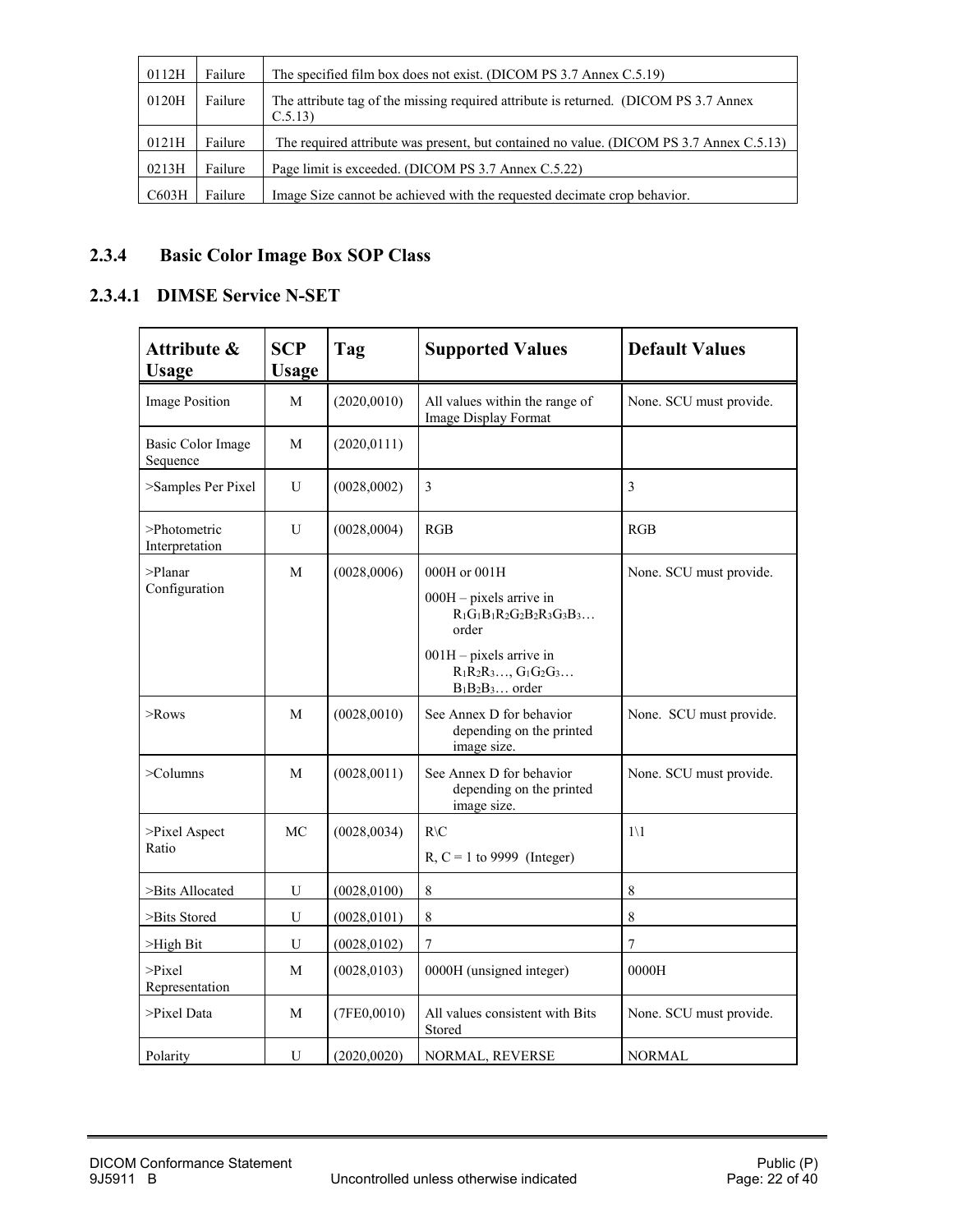| | | |
|---|---|---|
| 0112H | Failure | The specified film box does not exist. (DICOM PS 3.7 Annex C.5.19) |
| 0120H | Failure | The attribute tag of the missing required attribute is returned. (DICOM PS 3.7 Annex C.5.13) |
| 0121H | Failure | The required attribute was present, but contained no value. (DICOM PS 3.7 Annex C.5.13) |
| 0213H | Failure | Page limit is exceeded. (DICOM PS 3.7 Annex C.5.22) |
| C603H | Failure | Image Size cannot be achieved with the requested decimate crop behavior. |

### 2.3.4 Basic Color Image Box SOP Class

#### 2.3.4.1 DIMSE Service N-SET

| Attribute & Usage | SCP Usage | Tag | Supported Values | Default Values |
|---|---|---|---|---|
| Image Position | M | (2020,0010) | All values within the range of Image Display Format | None. SCU must provide. |
| Basic Color Image Sequence | M | (2020,0111) | | |
| >Samples Per Pixel | U | (0028,0002) | 3 | 3 |
| >Photometric Interpretation | U | (0028,0004) | RGB | RGB |
| >Planar Configuration | M | (0028,0006) | 000H or 001H<br>000H – pixels arrive in $R_1G_1B_1R_2G_2B_2R_3G_3B_3$… order<br>001H – pixels arrive in $R_1R_2R_3$…, $G_1G_2G_3$… $B_1B_2B_3$… order | None. SCU must provide. |
| >Rows | M | (0028,0010) | See Annex D for behavior depending on the printed image size. | None. SCU must provide. |
| >Columns | M | (0028,0011) | See Annex D for behavior depending on the printed image size. | None. SCU must provide. |
| >Pixel Aspect Ratio | MC | (0028,0034) | R\C<br>R, C = 1 to 9999 (Integer) | 1\1 |
| >Bits Allocated | U | (0028,0100) | 8 | 8 |
| >Bits Stored | U | (0028,0101) | 8 | 8 |
| >High Bit | U | (0028,0102) | 7 | 7 |
| >Pixel Representation | M | (0028,0103) | 0000H (unsigned integer) | 0000H |
| >Pixel Data | M | (7FE0,0010) | All values consistent with Bits Stored | None. SCU must provide. |
| Polarity | U | (2020,0020) | NORMAL, REVERSE | NORMAL |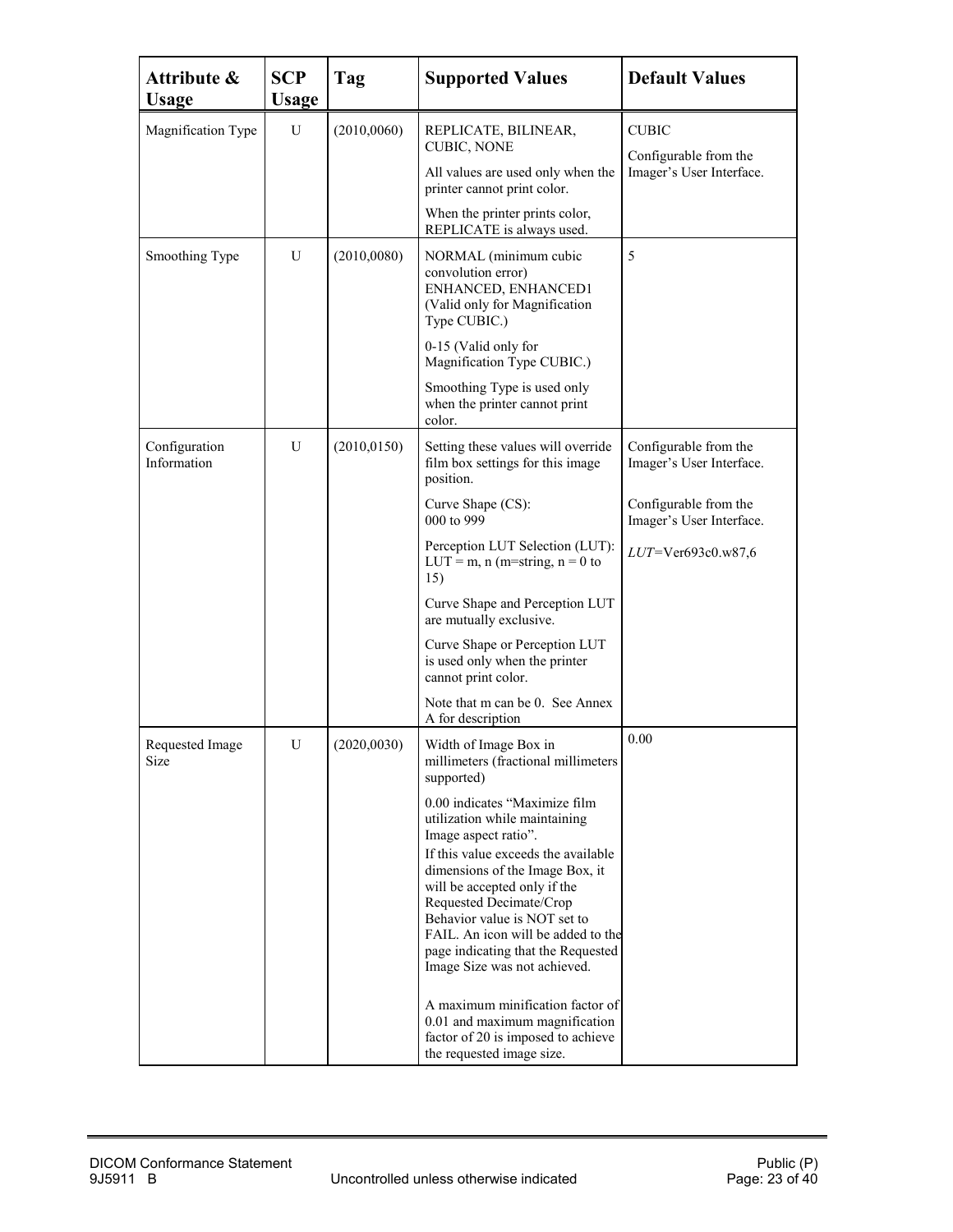| Attribute & Usage | SCP Usage | Tag | Supported Values | Default Values |
|---|---|---|---|---|
| Magnification Type | U | (2010,0060) | REPLICATE, BILINEAR, CUBIC, NONE<br><br>All values are used only when the printer cannot print color.<br><br>When the printer prints color, REPLICATE is always used. | CUBIC<br><br>Configurable from the Imager's User Interface. |
| Smoothing Type | U | (2010,0080) | NORMAL (minimum cubic convolution error)<br>ENHANCED, ENHANCED1<br>(Valid only for Magnification Type CUBIC.)<br><br>0-15 (Valid only for Magnification Type CUBIC.)<br><br>Smoothing Type is used only when the printer cannot print color. | 5 |
| Configuration Information | U | (2010,0150) | Setting these values will override film box settings for this image position.<br><br>Curve Shape (CS):<br>000 to 999<br><br>Perception LUT Selection (LUT):<br>LUT = m, n (m=string, n = 0 to 15)<br><br>Curve Shape and Perception LUT are mutually exclusive.<br><br>Curve Shape or Perception LUT is used only when the printer cannot print color.<br><br>Note that m can be 0. See Annex A for description | Configurable from the Imager's User Interface.<br><br>Configurable from the Imager's User Interface.<br><br>*LUT*=Ver693c0.w87,6 |
| Requested Image Size | U | (2020,0030) | Width of Image Box in millimeters (fractional millimeters supported)<br><br>0.00 indicates "Maximize film utilization while maintaining Image aspect ratio".<br>If this value exceeds the available dimensions of the Image Box, it will be accepted only if the Requested Decimate/Crop Behavior value is NOT set to FAIL. An icon will be added to the page indicating that the Requested Image Size was not achieved.<br><br>A maximum minification factor of 0.01 and maximum magnification factor of 20 is imposed to achieve the requested image size. | 0.00 |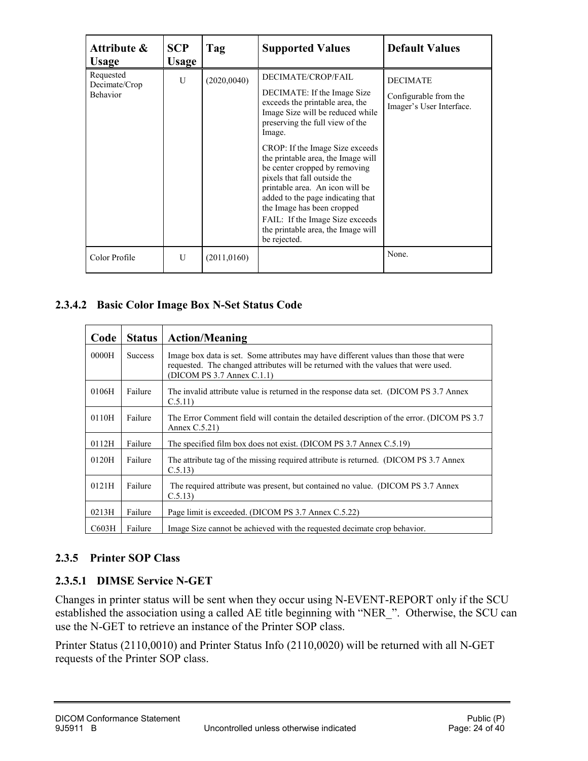| Attribute & Usage | SCP Usage | Tag | Supported Values | Default Values |
|---|---|---|---|---|
| Requested Decimate/Crop Behavior | U | (2020,0040) | DECIMATE/CROP/FAIL<br><br>DECIMATE: If the Image Size exceeds the printable area, the Image Size will be reduced while preserving the full view of the Image.<br><br>CROP: If the Image Size exceeds the printable area, the Image will be center cropped by removing pixels that fall outside the printable area. An icon will be added to the page indicating that the Image has been cropped<br>FAIL: If the Image Size exceeds the printable area, the Image will be rejected. | DECIMATE<br><br>Configurable from the Imager's User Interface. |
| Color Profile | U | (2011,0160) | | None. |

#### 2.3.4.2 Basic Color Image Box N-Set Status Code

| Code | Status | Action/Meaning |
|---|---|---|
| 0000H | Success | Image box data is set. Some attributes may have different values than those that were requested. The changed attributes will be returned with the values that were used. (DICOM PS 3.7 Annex C.1.1) |
| 0106H | Failure | The invalid attribute value is returned in the response data set. (DICOM PS 3.7 Annex C.5.11) |
| 0110H | Failure | The Error Comment field will contain the detailed description of the error. (DICOM PS 3.7 Annex C.5.21) |
| 0112H | Failure | The specified film box does not exist. (DICOM PS 3.7 Annex C.5.19) |
| 0120H | Failure | The attribute tag of the missing required attribute is returned. (DICOM PS 3.7 Annex C.5.13) |
| 0121H | Failure | The required attribute was present, but contained no value. (DICOM PS 3.7 Annex C.5.13) |
| 0213H | Failure | Page limit is exceeded. (DICOM PS 3.7 Annex C.5.22) |
| C603H | Failure | Image Size cannot be achieved with the requested decimate crop behavior. |

### 2.3.5 Printer SOP Class

#### 2.3.5.1 DIMSE Service N-GET

Changes in printer status will be sent when they occur using N-EVENT-REPORT only if the SCU established the association using a called AE title beginning with "NER_". Otherwise, the SCU can use the N-GET to retrieve an instance of the Printer SOP class.

Printer Status (2110,0010) and Printer Status Info (2110,0020) will be returned with all N-GET requests of the Printer SOP class.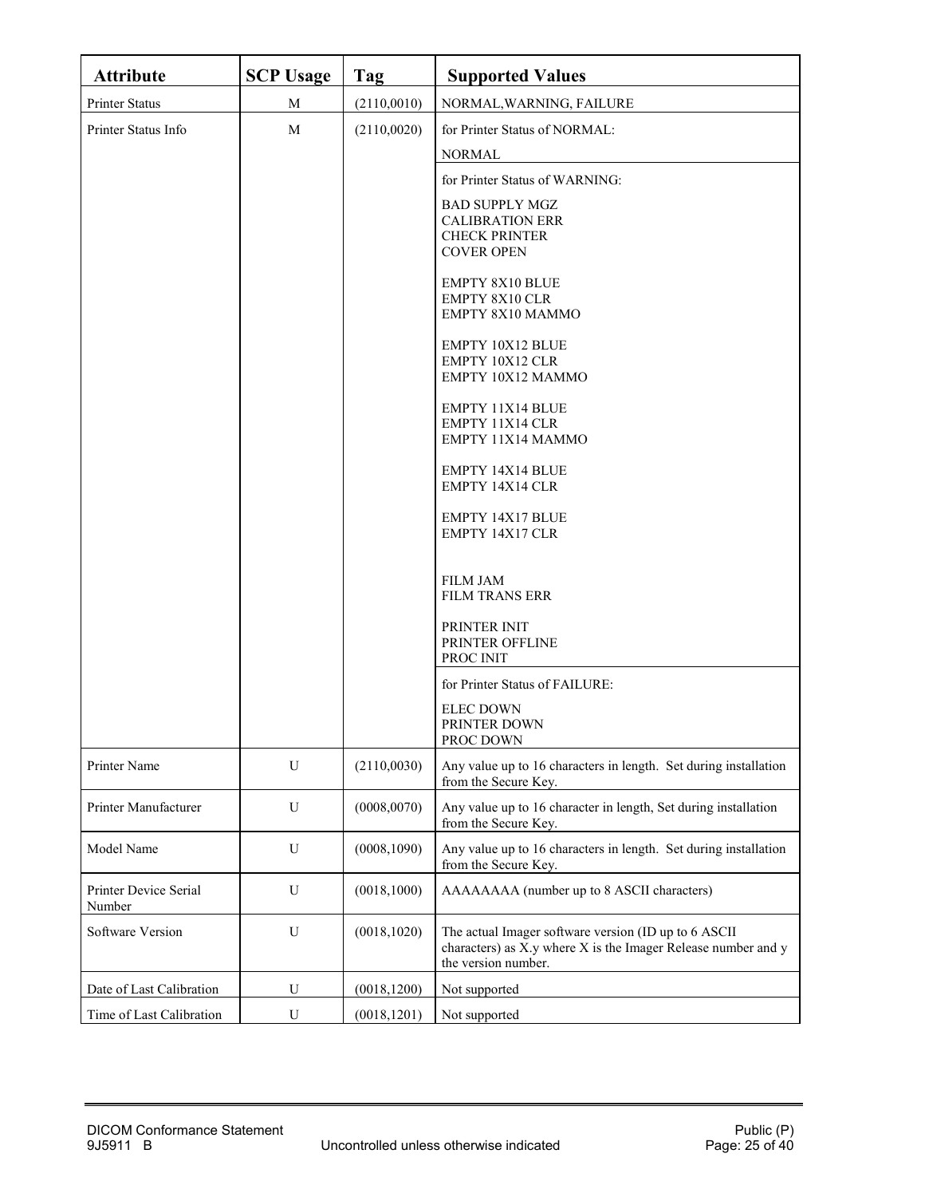| Attribute | SCP Usage | Tag | Supported Values |
|---|---|---|---|
| Printer Status | M | (2110,0010) | NORMAL,WARNING, FAILURE |
| Printer Status Info | M | (2110,0020) | for Printer Status of NORMAL:<br><br>NORMAL |
| | | | for Printer Status of WARNING:<br><br>BAD SUPPLY MGZ<br>CALIBRATION ERR<br>CHECK PRINTER<br>COVER OPEN<br><br>EMPTY 8X10 BLUE<br>EMPTY 8X10 CLR<br>EMPTY 8X10 MAMMO<br><br>EMPTY 10X12 BLUE<br>EMPTY 10X12 CLR<br>EMPTY 10X12 MAMMO<br><br>EMPTY 11X14 BLUE<br>EMPTY 11X14 CLR<br>EMPTY 11X14 MAMMO<br><br>EMPTY 14X14 BLUE<br>EMPTY 14X14 CLR<br><br>EMPTY 14X17 BLUE<br>EMPTY 14X17 CLR<br><br>FILM JAM<br>FILM TRANS ERR<br><br>PRINTER INIT<br>PRINTER OFFLINE<br>PROC INIT |
| | | | for Printer Status of FAILURE:<br><br>ELEC DOWN<br>PRINTER DOWN<br>PROC DOWN |
| Printer Name | U | (2110,0030) | Any value up to 16 characters in length. Set during installation from the Secure Key. |
| Printer Manufacturer | U | (0008,0070) | Any value up to 16 character in length, Set during installation from the Secure Key. |
| Model Name | U | (0008,1090) | Any value up to 16 characters in length. Set during installation from the Secure Key. |
| Printer Device Serial Number | U | (0018,1000) | AAAAAAAA (number up to 8 ASCII characters) |
| Software Version | U | (0018,1020) | The actual Imager software version (ID up to 6 ASCII characters) as X.y where X is the Imager Release number and y the version number. |
| Date of Last Calibration | U | (0018,1200) | Not supported |
| Time of Last Calibration | U | (0018,1201) | Not supported |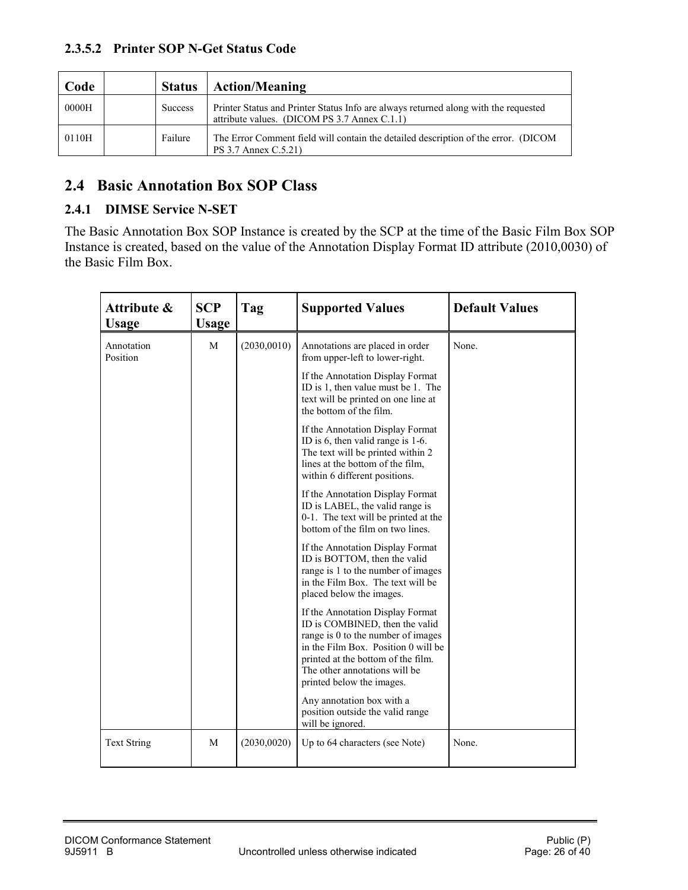#### 2.3.5.2 Printer SOP N-Get Status Code

| Code | | Status | Action/Meaning |
|---|---|---|---|
| 0000H | | Success | Printer Status and Printer Status Info are always returned along with the requested attribute values. (DICOM PS 3.7 Annex C.1.1) |
| 0110H | | Failure | The Error Comment field will contain the detailed description of the error. (DICOM PS 3.7 Annex C.5.21) |

## 2.4 Basic Annotation Box SOP Class

### 2.4.1 DIMSE Service N-SET

The Basic Annotation Box SOP Instance is created by the SCP at the time of the Basic Film Box SOP Instance is created, based on the value of the Annotation Display Format ID attribute (2010,0030) of the Basic Film Box.

| Attribute & Usage | SCP Usage | Tag | Supported Values | Default Values |
|---|---|---|---|---|
| Annotation Position | M | (2030,0010) | Annotations are placed in order from upper-left to lower-right.<br><br>If the Annotation Display Format ID is 1, then value must be 1. The text will be printed on one line at the bottom of the film.<br><br>If the Annotation Display Format ID is 6, then valid range is 1-6. The text will be printed within 2 lines at the bottom of the film, within 6 different positions.<br><br>If the Annotation Display Format ID is LABEL, the valid range is 0-1. The text will be printed at the bottom of the film on two lines.<br><br>If the Annotation Display Format ID is BOTTOM, then the valid range is 1 to the number of images in the Film Box. The text will be placed below the images.<br><br>If the Annotation Display Format ID is COMBINED, then the valid range is 0 to the number of images in the Film Box. Position 0 will be printed at the bottom of the film. The other annotations will be printed below the images.<br><br>Any annotation box with a position outside the valid range will be ignored. | None. |
| Text String | M | (2030,0020) | Up to 64 characters (see Note) | None. |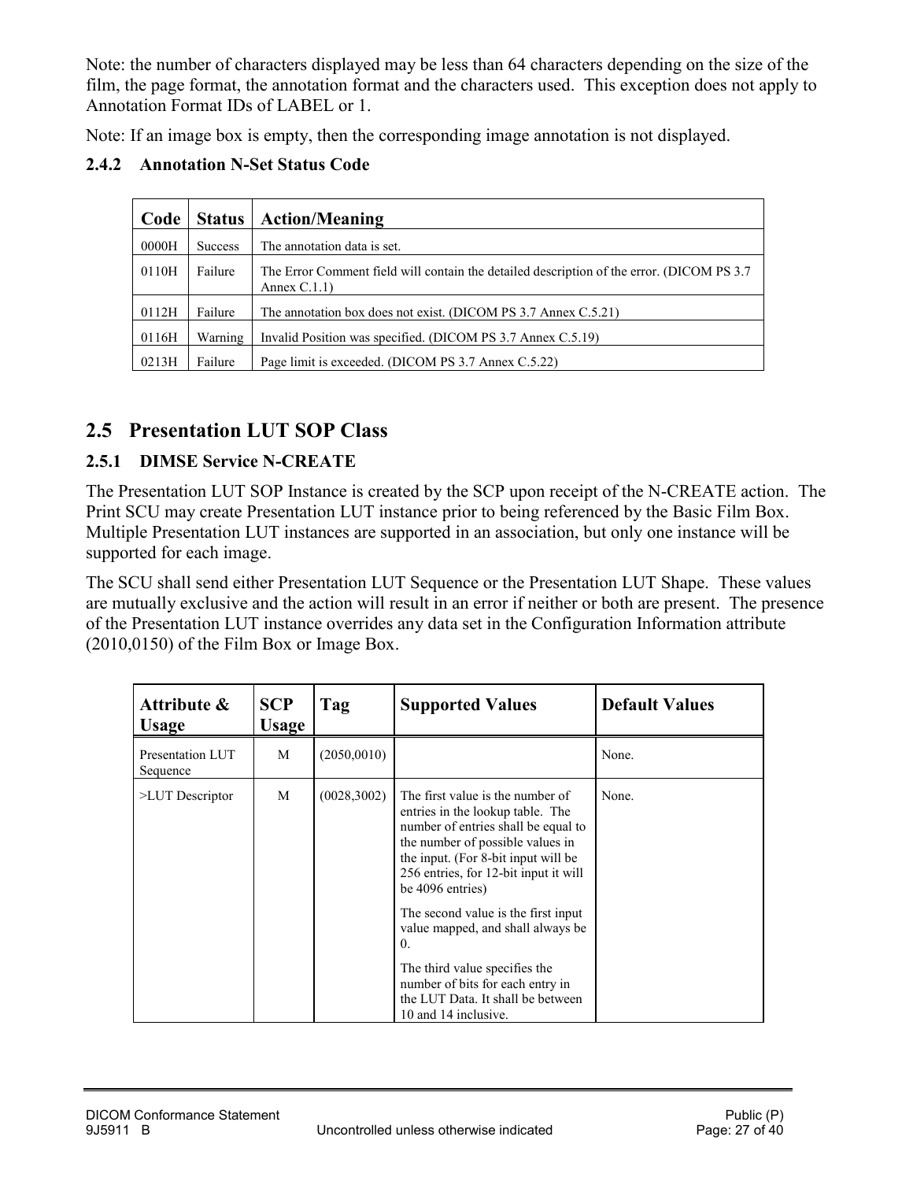Note: the number of characters displayed may be less than 64 characters depending on the size of the film, the page format, the annotation format and the characters used. This exception does not apply to Annotation Format IDs of LABEL or 1.

Note: If an image box is empty, then the corresponding image annotation is not displayed.

### 2.4.2 Annotation N-Set Status Code

| Code | Status | Action/Meaning |
|---|---|---|
| 0000H | Success | The annotation data is set. |
| 0110H | Failure | The Error Comment field will contain the detailed description of the error. (DICOM PS 3.7 Annex C.1.1) |
| 0112H | Failure | The annotation box does not exist. (DICOM PS 3.7 Annex C.5.21) |
| 0116H | Warning | Invalid Position was specified. (DICOM PS 3.7 Annex C.5.19) |
| 0213H | Failure | Page limit is exceeded. (DICOM PS 3.7 Annex C.5.22) |

## 2.5 Presentation LUT SOP Class

### 2.5.1 DIMSE Service N-CREATE

The Presentation LUT SOP Instance is created by the SCP upon receipt of the N-CREATE action. The Print SCU may create Presentation LUT instance prior to being referenced by the Basic Film Box. Multiple Presentation LUT instances are supported in an association, but only one instance will be supported for each image.

The SCU shall send either Presentation LUT Sequence or the Presentation LUT Shape. These values are mutually exclusive and the action will result in an error if neither or both are present. The presence of the Presentation LUT instance overrides any data set in the Configuration Information attribute (2010,0150) of the Film Box or Image Box.

| Attribute & Usage | SCP Usage | Tag | Supported Values | Default Values |
|---|---|---|---|---|
| Presentation LUT Sequence | M | (2050,0010) | | None. |
| >LUT Descriptor | M | (0028,3002) | The first value is the number of entries in the lookup table. The number of entries shall be equal to the number of possible values in the input. (For 8-bit input will be 256 entries, for 12-bit input it will be 4096 entries)<br><br>The second value is the first input value mapped, and shall always be 0.<br><br>The third value specifies the number of bits for each entry in the LUT Data. It shall be between 10 and 14 inclusive. | None. |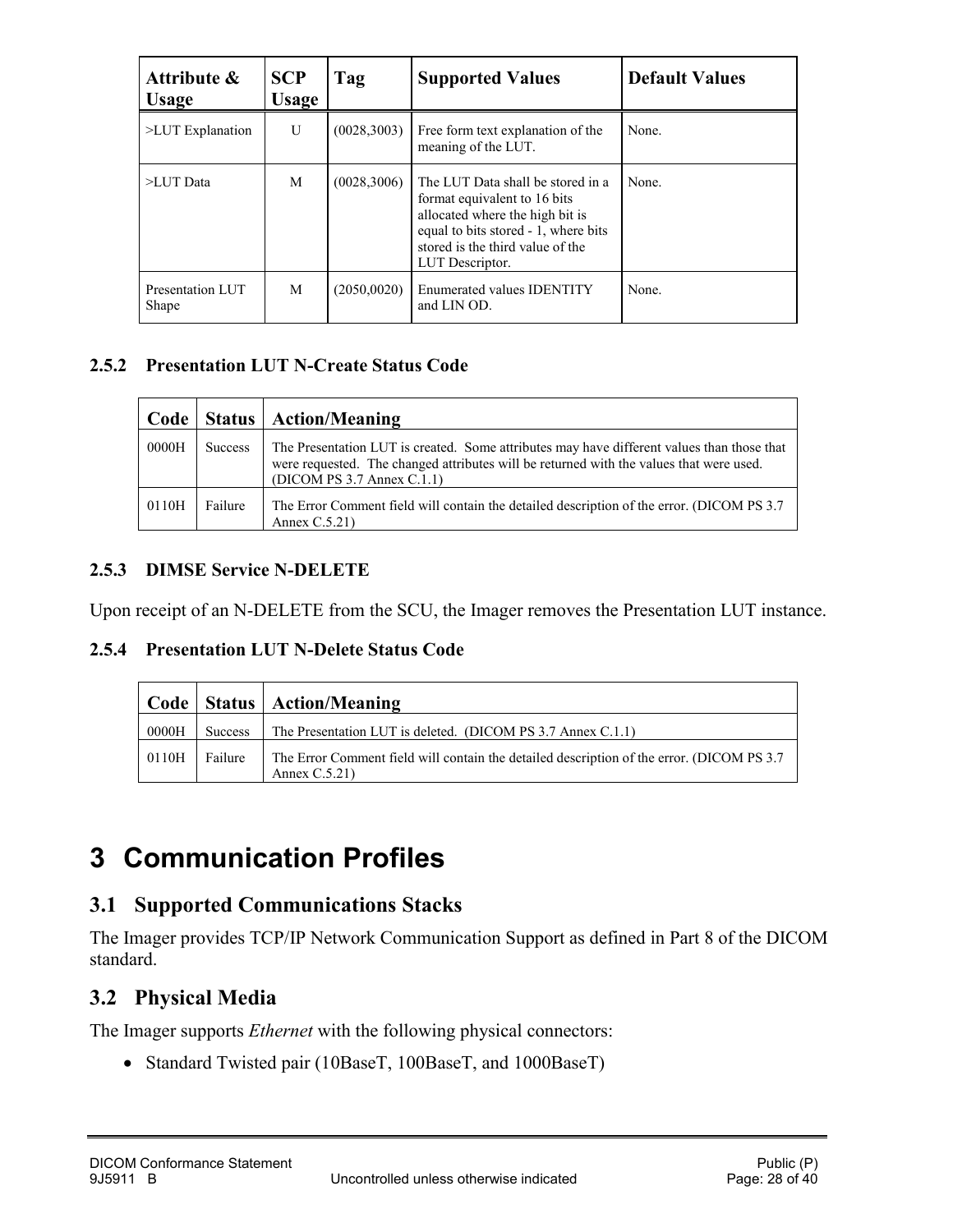| Attribute & Usage | SCP Usage | Tag | Supported Values | Default Values |
|---|---|---|---|---|
| >LUT Explanation | U | (0028,3003) | Free form text explanation of the meaning of the LUT. | None. |
| >LUT Data | M | (0028,3006) | The LUT Data shall be stored in a format equivalent to 16 bits allocated where the high bit is equal to bits stored - 1, where bits stored is the third value of the LUT Descriptor. | None. |
| Presentation LUT Shape | M | (2050,0020) | Enumerated values IDENTITY and LIN OD. | None. |

### 2.5.2 Presentation LUT N-Create Status Code

| Code | Status | Action/Meaning |
|---|---|---|
| 0000H | Success | The Presentation LUT is created. Some attributes may have different values than those that were requested. The changed attributes will be returned with the values that were used. (DICOM PS 3.7 Annex C.1.1) |
| 0110H | Failure | The Error Comment field will contain the detailed description of the error. (DICOM PS 3.7 Annex C.5.21) |

### 2.5.3 DIMSE Service N-DELETE

Upon receipt of an N-DELETE from the SCU, the Imager removes the Presentation LUT instance.

### 2.5.4 Presentation LUT N-Delete Status Code

| Code | Status | Action/Meaning |
|---|---|---|
| 0000H | Success | The Presentation LUT is deleted. (DICOM PS 3.7 Annex C.1.1) |
| 0110H | Failure | The Error Comment field will contain the detailed description of the error. (DICOM PS 3.7 Annex C.5.21) |

# 3 Communication Profiles

## 3.1 Supported Communications Stacks

The Imager provides TCP/IP Network Communication Support as defined in Part 8 of the DICOM standard.

## 3.2 Physical Media

The Imager supports *Ethernet* with the following physical connectors:

- Standard Twisted pair (10BaseT, 100BaseT, and 1000BaseT)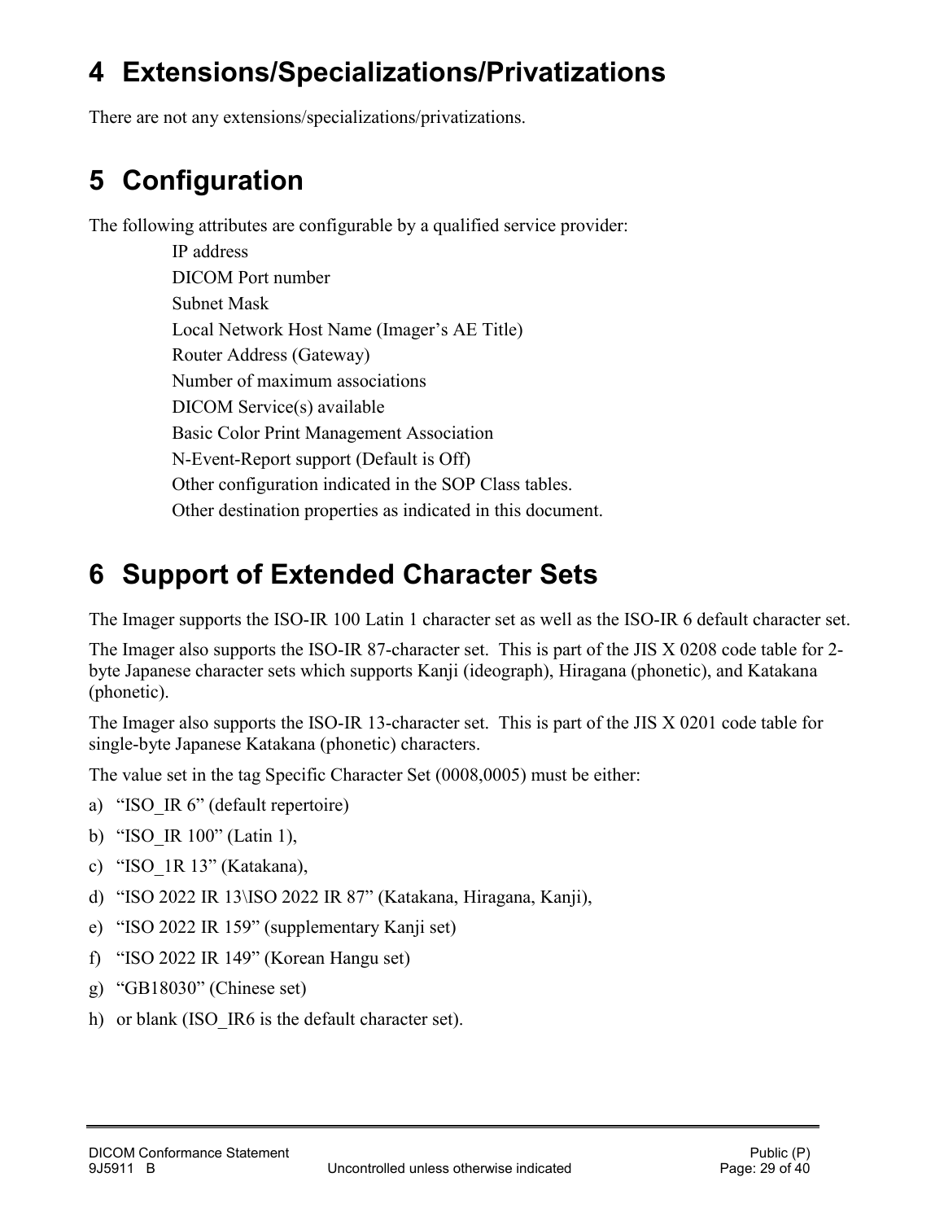# 4 Extensions/Specializations/Privatizations

There are not any extensions/specializations/privatizations.

# 5 Configuration

The following attributes are configurable by a qualified service provider:

IP address
DICOM Port number
Subnet Mask
Local Network Host Name (Imager's AE Title)
Router Address (Gateway)
Number of maximum associations
DICOM Service(s) available
Basic Color Print Management Association
N-Event-Report support (Default is Off)
Other configuration indicated in the SOP Class tables.
Other destination properties as indicated in this document.

# 6 Support of Extended Character Sets

The Imager supports the ISO-IR 100 Latin 1 character set as well as the ISO-IR 6 default character set.

The Imager also supports the ISO-IR 87-character set. This is part of the JIS X 0208 code table for 2-byte Japanese character sets which supports Kanji (ideograph), Hiragana (phonetic), and Katakana (phonetic).

The Imager also supports the ISO-IR 13-character set. This is part of the JIS X 0201 code table for single-byte Japanese Katakana (phonetic) characters.

The value set in the tag Specific Character Set (0008,0005) must be either:

a) "ISO_IR 6" (default repertoire)
b) "ISO_IR 100" (Latin 1),
c) "ISO_1R 13" (Katakana),
d) "ISO 2022 IR 13\ISO 2022 IR 87" (Katakana, Hiragana, Kanji),
e) "ISO 2022 IR 159" (supplementary Kanji set)
f) "ISO 2022 IR 149" (Korean Hangu set)
g) "GB18030" (Chinese set)
h) or blank (ISO_IR6 is the default character set).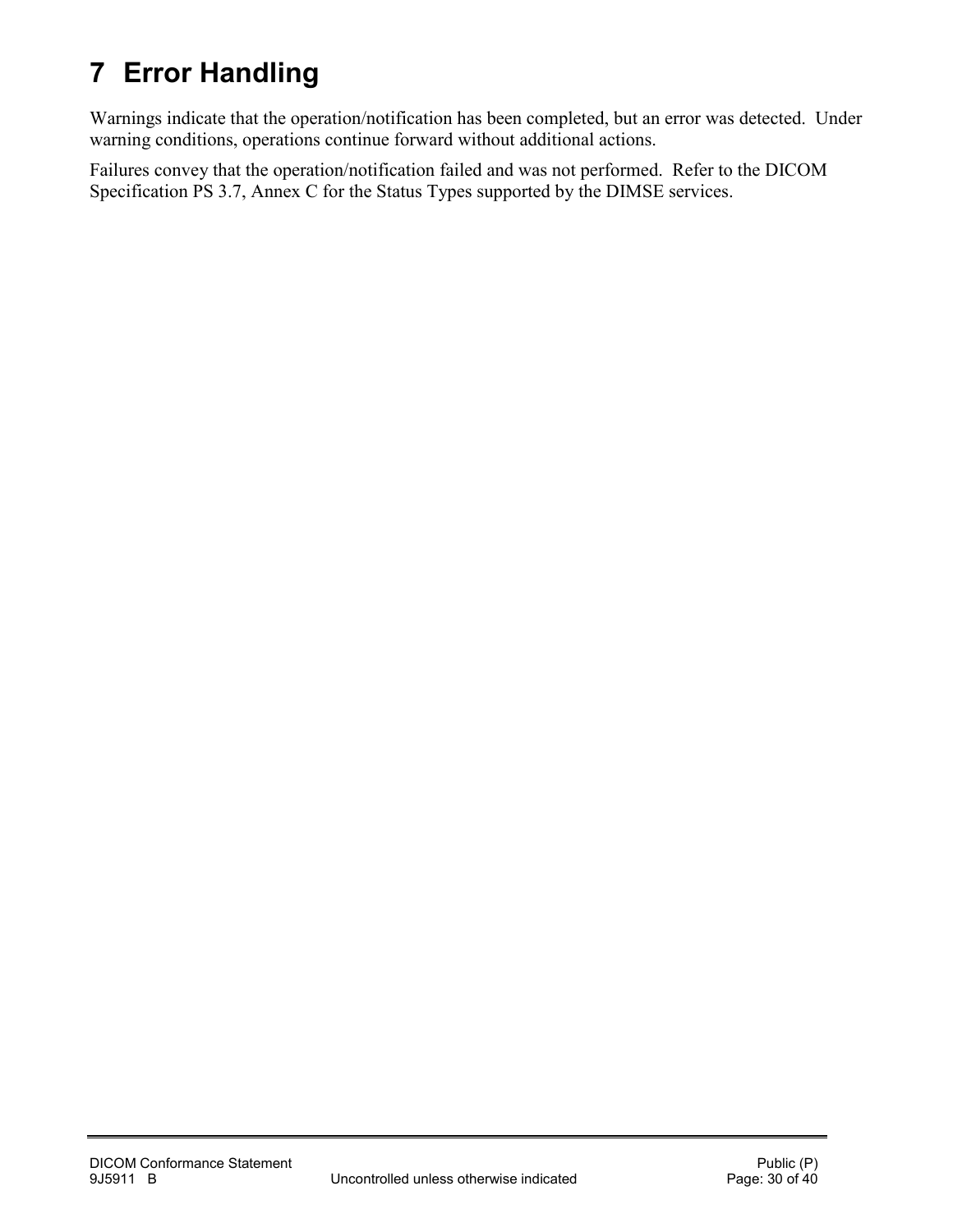# 7 Error Handling

Warnings indicate that the operation/notification has been completed, but an error was detected. Under warning conditions, operations continue forward without additional actions.

Failures convey that the operation/notification failed and was not performed. Refer to the DICOM Specification PS 3.7, Annex C for the Status Types supported by the DIMSE services.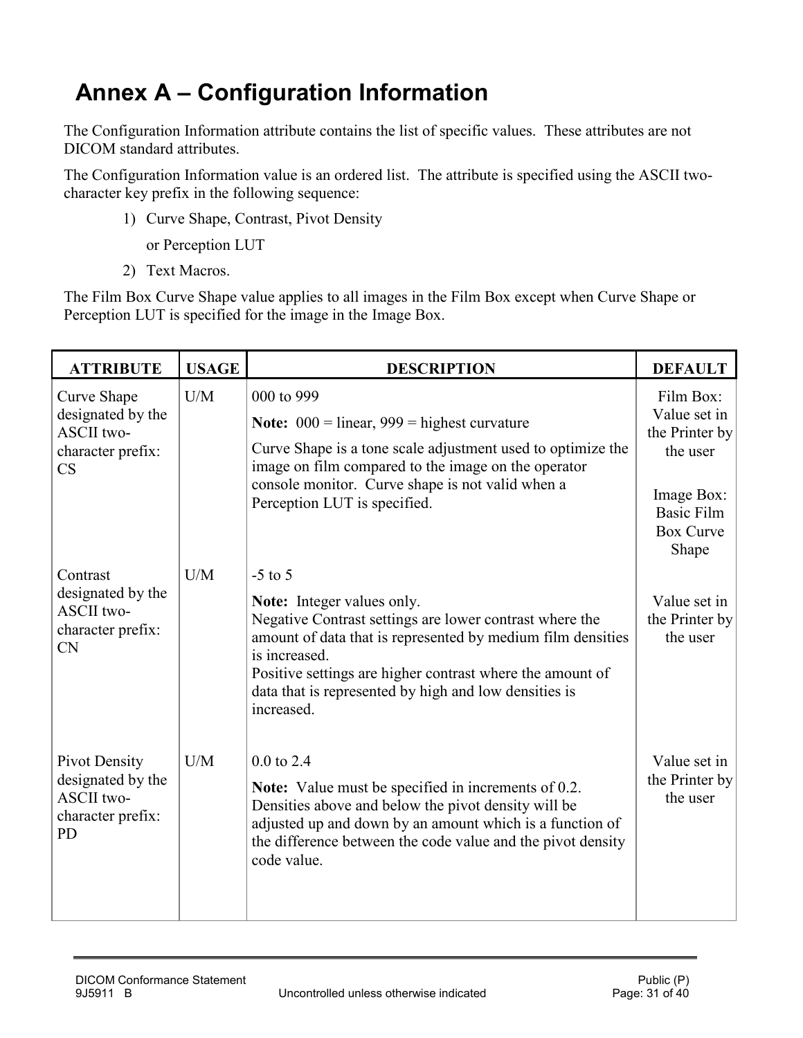# Annex A – Configuration Information

The Configuration Information attribute contains the list of specific values. These attributes are not DICOM standard attributes.

The Configuration Information value is an ordered list. The attribute is specified using the ASCII two-character key prefix in the following sequence:

1) Curve Shape, Contrast, Pivot Density

   or Perception LUT

2) Text Macros.

The Film Box Curve Shape value applies to all images in the Film Box except when Curve Shape or Perception LUT is specified for the image in the Image Box.

| ATTRIBUTE | USAGE | DESCRIPTION | DEFAULT |
|---|---|---|---|
| Curve Shape designated by the ASCII two-character prefix: CS | U/M | 000 to 999<br>**Note:** 000 = linear, 999 = highest curvature<br>Curve Shape is a tone scale adjustment used to optimize the image on film compared to the image on the operator console monitor. Curve shape is not valid when a Perception LUT is specified. | Film Box: Value set in the Printer by the user<br><br>Image Box: Basic Film Box Curve Shape |
| Contrast designated by the ASCII two-character prefix: CN | U/M | -5 to 5<br>**Note:** Integer values only.<br>Negative Contrast settings are lower contrast where the amount of data that is represented by medium film densities is increased.<br>Positive settings are higher contrast where the amount of data that is represented by high and low densities is increased. | Value set in the Printer by the user |
| Pivot Density designated by the ASCII two-character prefix: PD | U/M | 0.0 to 2.4<br>**Note:** Value must be specified in increments of 0.2.<br>Densities above and below the pivot density will be adjusted up and down by an amount which is a function of the difference between the code value and the pivot density code value. | Value set in the Printer by the user |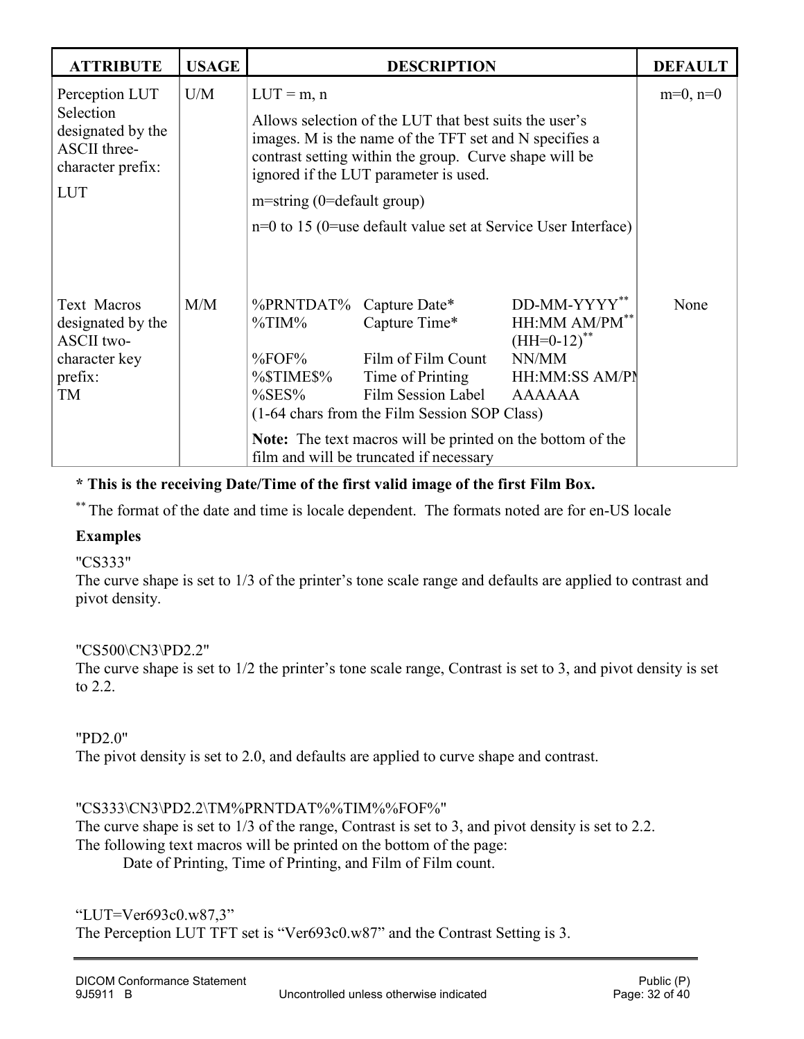| ATTRIBUTE | USAGE | DESCRIPTION | DEFAULT |
|---|---|---|---|
| Perception LUT Selection designated by the ASCII three-character prefix:<br><br>LUT | U/M | LUT = m, n<br><br>Allows selection of the LUT that best suits the user's images. M is the name of the TFT set and N specifies a contrast setting within the group. Curve shape will be ignored if the LUT parameter is used.<br><br>m=string (0=default group)<br><br>n=0 to 15 (0=use default value set at Service User Interface) | m=0, n=0 |
| Text Macros designated by the ASCII two-character key prefix:<br>TM | M/M | %PRNTDAT% Capture Date* DD-MM-YYYY**<br>%TIM% Capture Time* HH:MM AM/PM** (HH=0-12)**<br>%FOF% Film of Film Count NN/MM<br>%$TIME$% Time of Printing HH:MM:SS AM/PM<br>%SES% Film Session Label AAAAAA<br>(1-64 chars from the Film Session SOP Class)<br><br>**Note:** The text macros will be printed on the bottom of the film and will be truncated if necessary | None |

**\* This is the receiving Date/Time of the first valid image of the first Film Box.**

** The format of the date and time is locale dependent. The formats noted are for en-US locale

**Examples**

"CS333"
The curve shape is set to 1/3 of the printer's tone scale range and defaults are applied to contrast and pivot density.

"CS500\CN3\PD2.2"
The curve shape is set to 1/2 the printer's tone scale range, Contrast is set to 3, and pivot density is set to 2.2.

"PD2.0"
The pivot density is set to 2.0, and defaults are applied to curve shape and contrast.

"CS333\CN3\PD2.2\TM%PRNTDAT%%TIM%%FOF%"
The curve shape is set to 1/3 of the range, Contrast is set to 3, and pivot density is set to 2.2.
The following text macros will be printed on the bottom of the page:
Date of Printing, Time of Printing, and Film of Film count.

"LUT=Ver693c0.w87,3"
The Perception LUT TFT set is "Ver693c0.w87" and the Contrast Setting is 3.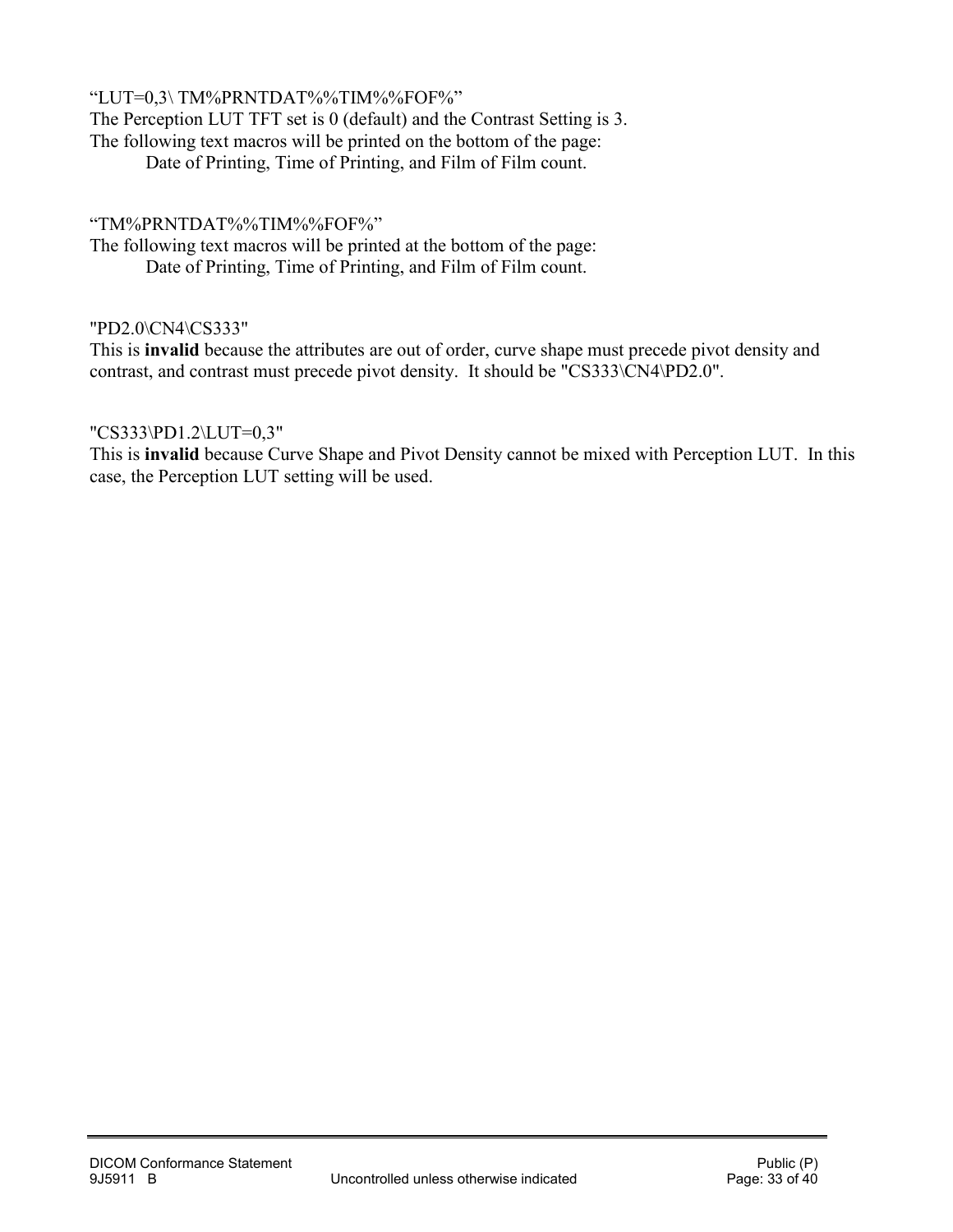“LUT=0,3\ TM%PRNTDAT%%TIM%%FOF%”
The Perception LUT TFT set is 0 (default) and the Contrast Setting is 3.
The following text macros will be printed on the bottom of the page:

Date of Printing, Time of Printing, and Film of Film count.

“TM%PRNTDAT%%TIM%%FOF%”
The following text macros will be printed at the bottom of the page:

Date of Printing, Time of Printing, and Film of Film count.

"PD2.0\CN4\CS333"
This is **invalid** because the attributes are out of order, curve shape must precede pivot density and contrast, and contrast must precede pivot density. It should be "CS333\CN4\PD2.0".

"CS333\PD1.2\LUT=0,3"
This is **invalid** because Curve Shape and Pivot Density cannot be mixed with Perception LUT. In this case, the Perception LUT setting will be used.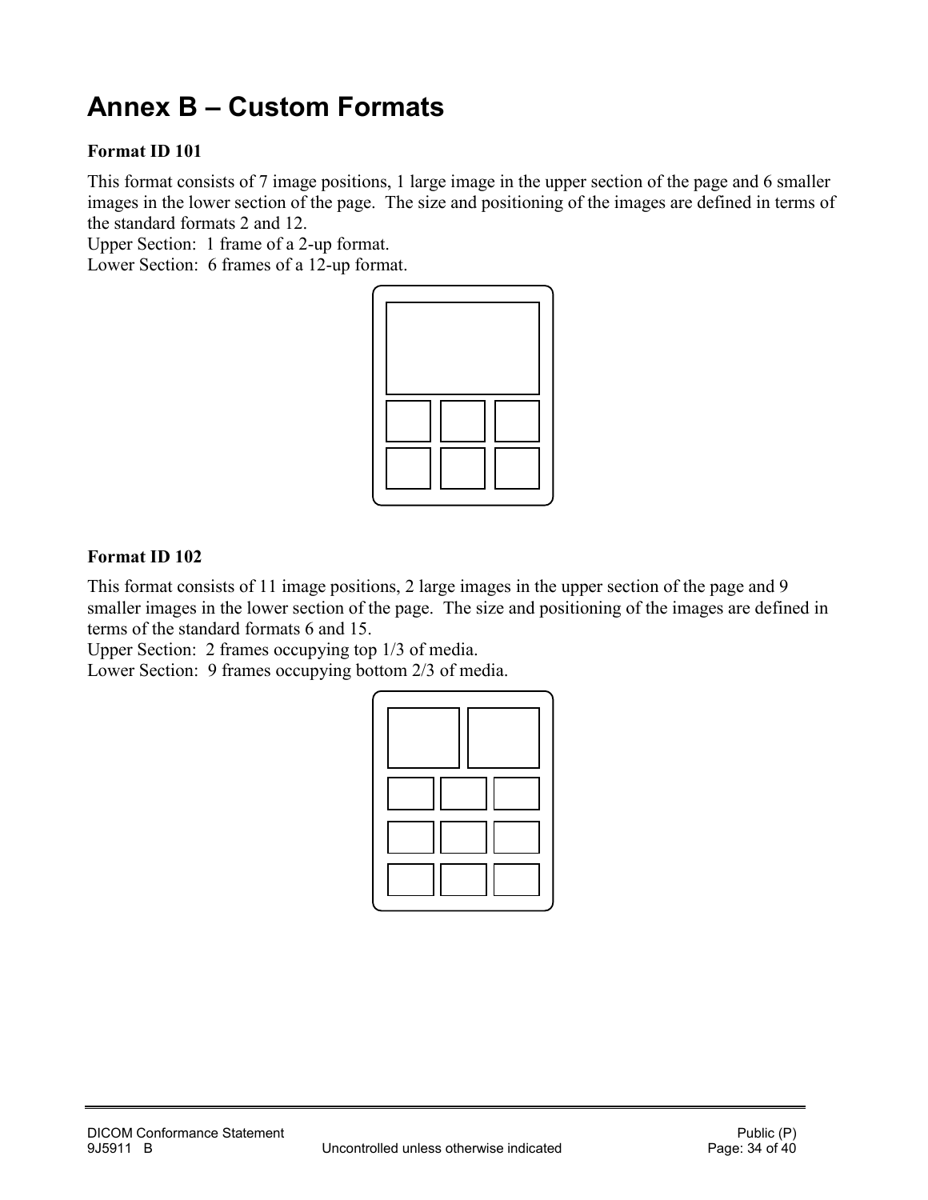# Annex B – Custom Formats

**Format ID 101**

This format consists of 7 image positions, 1 large image in the upper section of the page and 6 smaller images in the lower section of the page. The size and positioning of the images are defined in terms of the standard formats 2 and 12.
Upper Section: 1 frame of a 2-up format.
Lower Section: 6 frames of a 12-up format.

**Format ID 102**

This format consists of 11 image positions, 2 large images in the upper section of the page and 9 smaller images in the lower section of the page. The size and positioning of the images are defined in terms of the standard formats 6 and 15.
Upper Section: 2 frames occupying top 1/3 of media.
Lower Section: 9 frames occupying bottom 2/3 of media.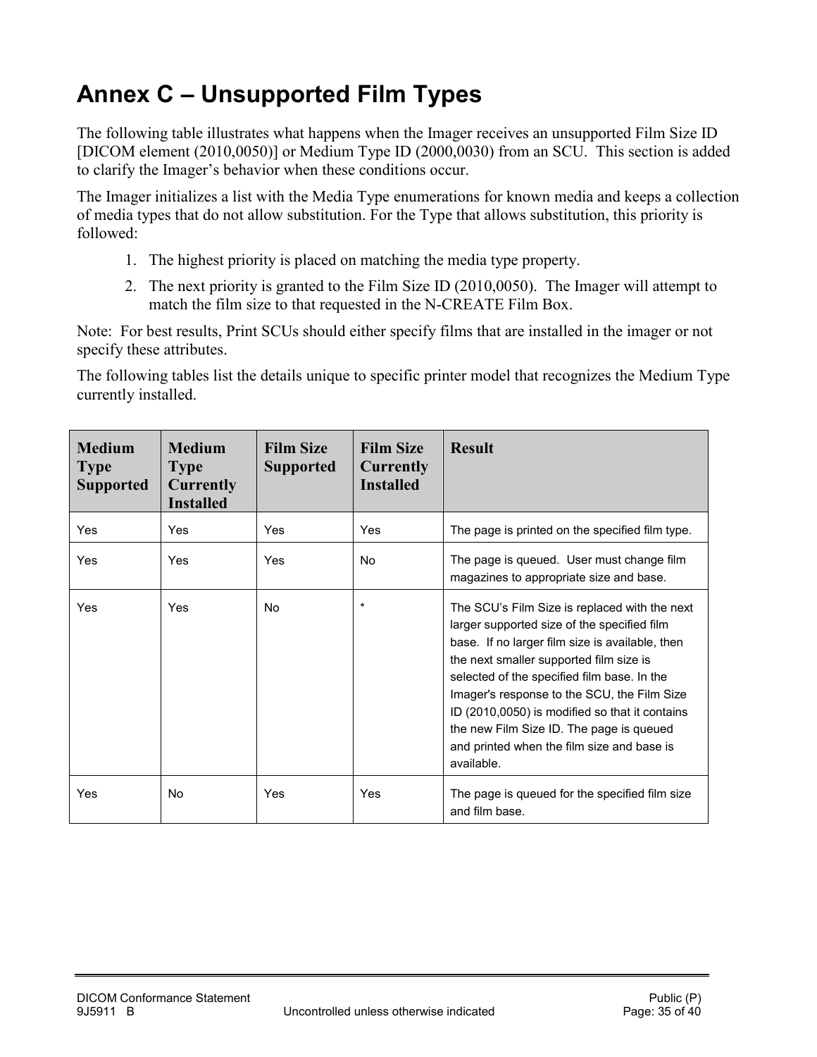# Annex C – Unsupported Film Types

The following table illustrates what happens when the Imager receives an unsupported Film Size ID [DICOM element (2010,0050)] or Medium Type ID (2000,0030) from an SCU. This section is added to clarify the Imager's behavior when these conditions occur.

The Imager initializes a list with the Media Type enumerations for known media and keeps a collection of media types that do not allow substitution. For the Type that allows substitution, this priority is followed:

1. The highest priority is placed on matching the media type property.
2. The next priority is granted to the Film Size ID (2010,0050). The Imager will attempt to match the film size to that requested in the N-CREATE Film Box.

Note: For best results, Print SCUs should either specify films that are installed in the imager or not specify these attributes.

The following tables list the details unique to specific printer model that recognizes the Medium Type currently installed.

| Medium Type Supported | Medium Type Currently Installed | Film Size Supported | Film Size Currently Installed | Result |
|---|---|---|---|---|
| Yes | Yes | Yes | Yes | The page is printed on the specified film type. |
| Yes | Yes | Yes | No | The page is queued. User must change film magazines to appropriate size and base. |
| Yes | Yes | No | * | The SCU's Film Size is replaced with the next larger supported size of the specified film base. If no larger film size is available, then the next smaller supported film size is selected of the specified film base. In the Imager's response to the SCU, the Film Size ID (2010,0050) is modified so that it contains the new Film Size ID. The page is queued and printed when the film size and base is available. |
| Yes | No | Yes | Yes | The page is queued for the specified film size and film base. |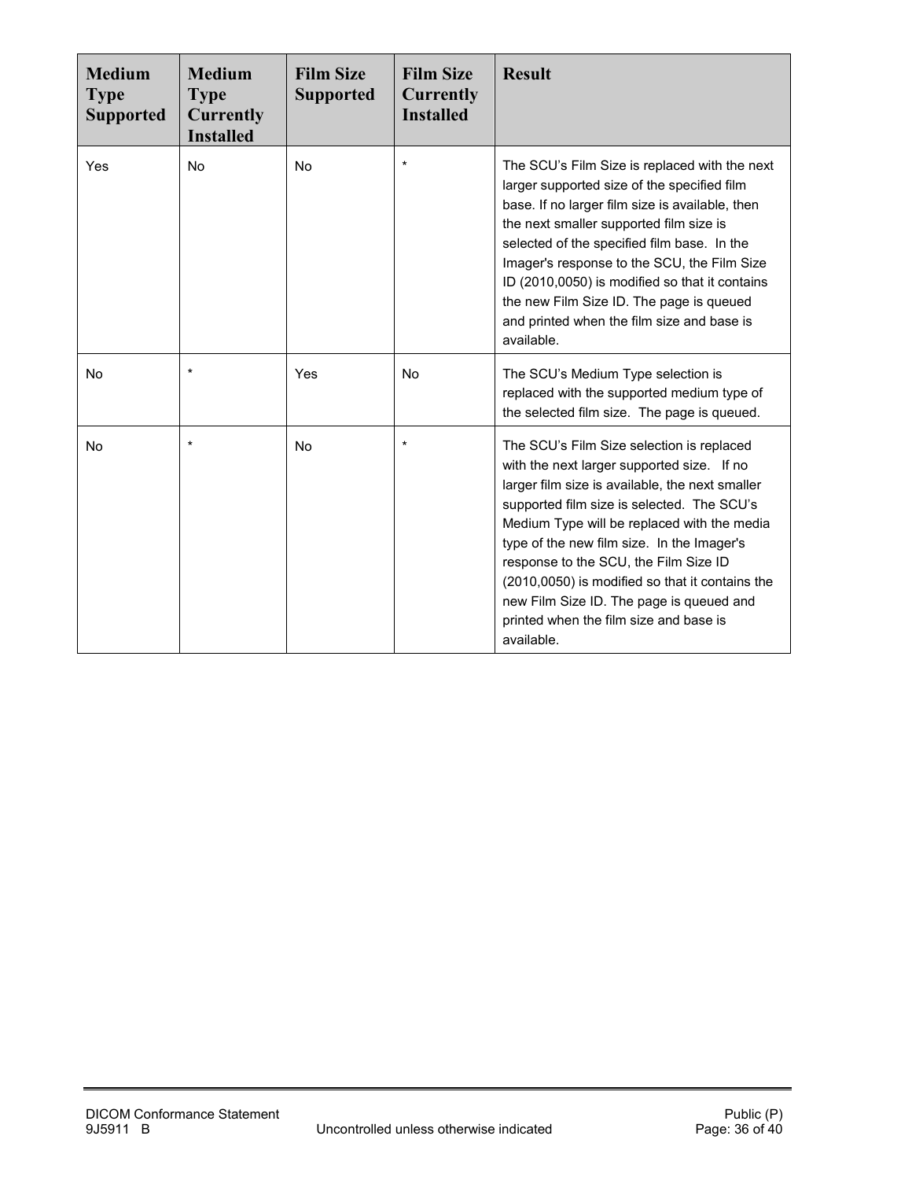| Medium Type Supported | Medium Type Currently Installed | Film Size Supported | Film Size Currently Installed | Result |
|---|---|---|---|---|
| Yes | No | No | * | The SCU's Film Size is replaced with the next larger supported size of the specified film base. If no larger film size is available, then the next smaller supported film size is selected of the specified film base. In the Imager's response to the SCU, the Film Size ID (2010,0050) is modified so that it contains the new Film Size ID. The page is queued and printed when the film size and base is available. |
| No | * | Yes | No | The SCU's Medium Type selection is replaced with the supported medium type of the selected film size. The page is queued. |
| No | * | No | * | The SCU's Film Size selection is replaced with the next larger supported size. If no larger film size is available, the next smaller supported film size is selected. The SCU's Medium Type will be replaced with the media type of the new film size. In the Imager's response to the SCU, the Film Size ID (2010,0050) is modified so that it contains the new Film Size ID. The page is queued and printed when the film size and base is available. |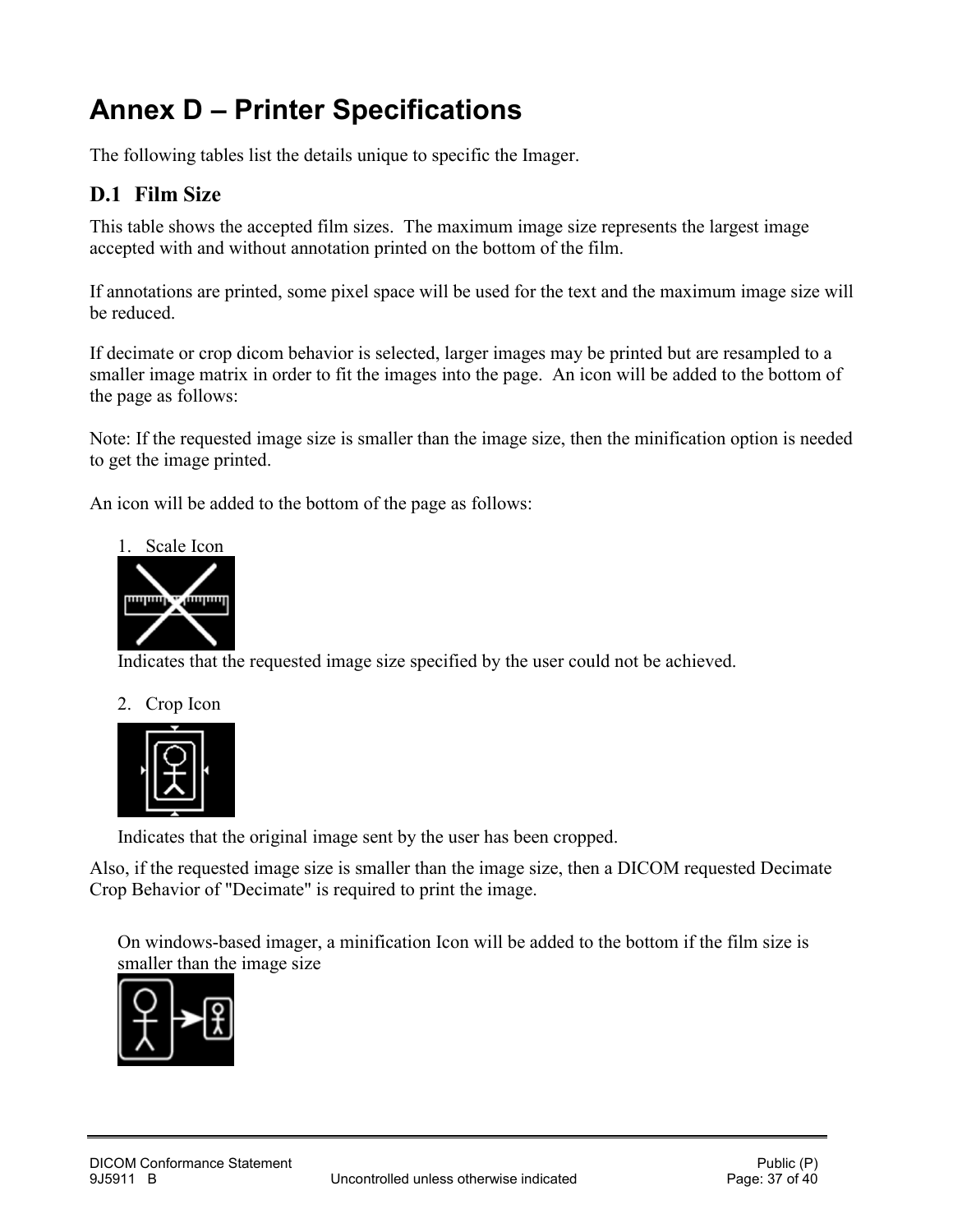# Annex D – Printer Specifications

The following tables list the details unique to specific the Imager.

## D.1 Film Size

This table shows the accepted film sizes. The maximum image size represents the largest image accepted with and without annotation printed on the bottom of the film.

If annotations are printed, some pixel space will be used for the text and the maximum image size will be reduced.

If decimate or crop dicom behavior is selected, larger images may be printed but are resampled to a smaller image matrix in order to fit the images into the page. An icon will be added to the bottom of the page as follows:

Note: If the requested image size is smaller than the image size, then the minification option is needed to get the image printed.

An icon will be added to the bottom of the page as follows:

1. Scale Icon

   Indicates that the requested image size specified by the user could not be achieved.

2. Crop Icon

   Indicates that the original image sent by the user has been cropped.

Also, if the requested image size is smaller than the image size, then a DICOM requested Decimate Crop Behavior of "Decimate" is required to print the image.

On windows-based imager, a minification Icon will be added to the bottom if the film size is smaller than the image size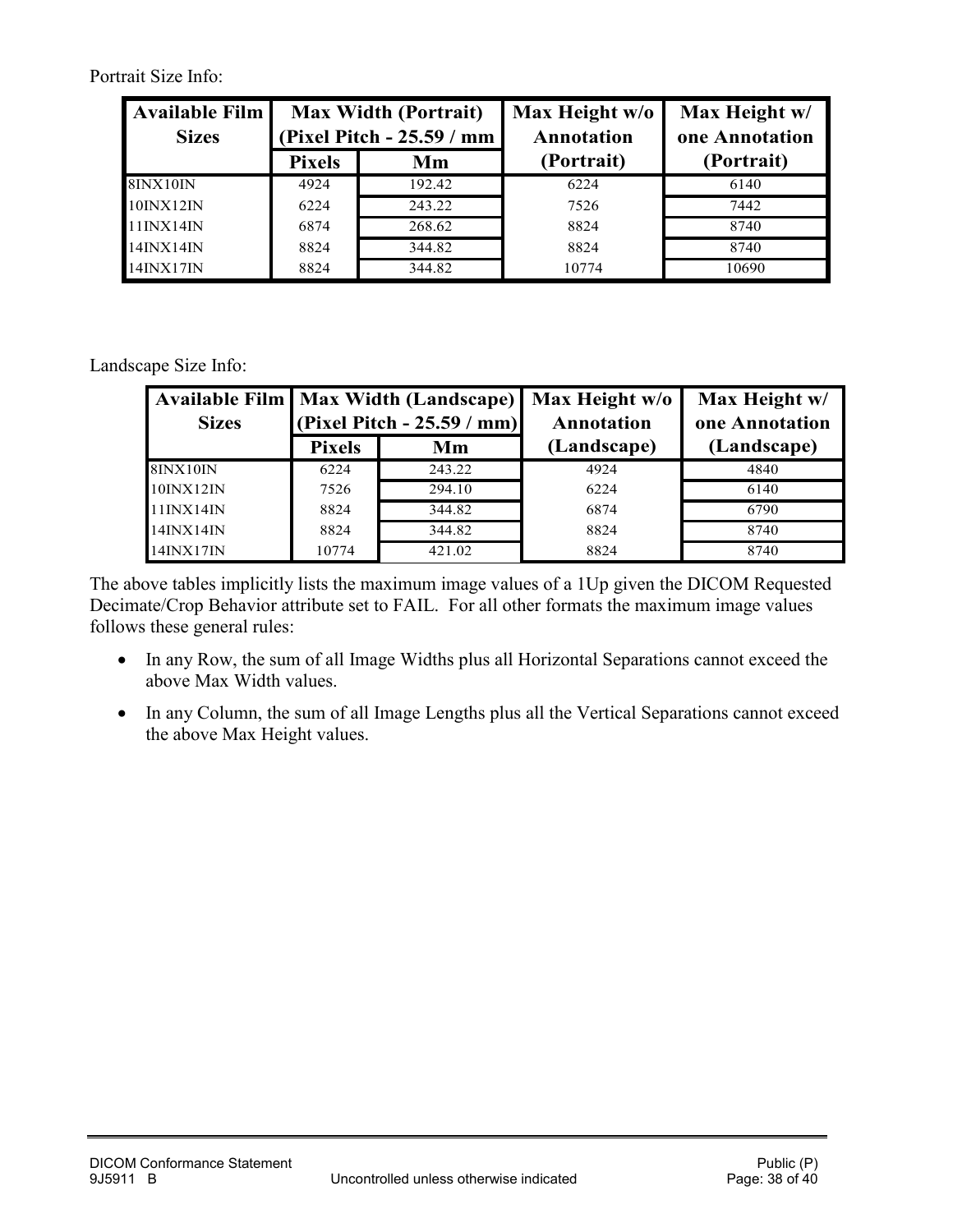Portrait Size Info:

| Available Film Sizes | Max Width (Portrait) (Pixel Pitch - 25.59 / mm | | Max Height w/o Annotation (Portrait) | Max Height w/ one Annotation (Portrait) |
|---|---|---|---|---|
| | Pixels | Mm | | |
| 8INX10IN | 4924 | 192.42 | 6224 | 6140 |
| 10INX12IN | 6224 | 243.22 | 7526 | 7442 |
| 11INX14IN | 6874 | 268.62 | 8824 | 8740 |
| 14INX14IN | 8824 | 344.82 | 8824 | 8740 |
| 14INX17IN | 8824 | 344.82 | 10774 | 10690 |

Landscape Size Info:

| Available Film Sizes | Max Width (Landscape) (Pixel Pitch - 25.59 / mm) | | Max Height w/o Annotation (Landscape) | Max Height w/ one Annotation (Landscape) |
|---|---|---|---|---|
| | Pixels | Mm | | |
| 8INX10IN | 6224 | 243.22 | 4924 | 4840 |
| 10INX12IN | 7526 | 294.10 | 6224 | 6140 |
| 11INX14IN | 8824 | 344.82 | 6874 | 6790 |
| 14INX14IN | 8824 | 344.82 | 8824 | 8740 |
| 14INX17IN | 10774 | 421.02 | 8824 | 8740 |

The above tables implicitly lists the maximum image values of a 1Up given the DICOM Requested Decimate/Crop Behavior attribute set to FAIL. For all other formats the maximum image values follows these general rules:

- In any Row, the sum of all Image Widths plus all Horizontal Separations cannot exceed the above Max Width values.
- In any Column, the sum of all Image Lengths plus all the Vertical Separations cannot exceed the above Max Height values.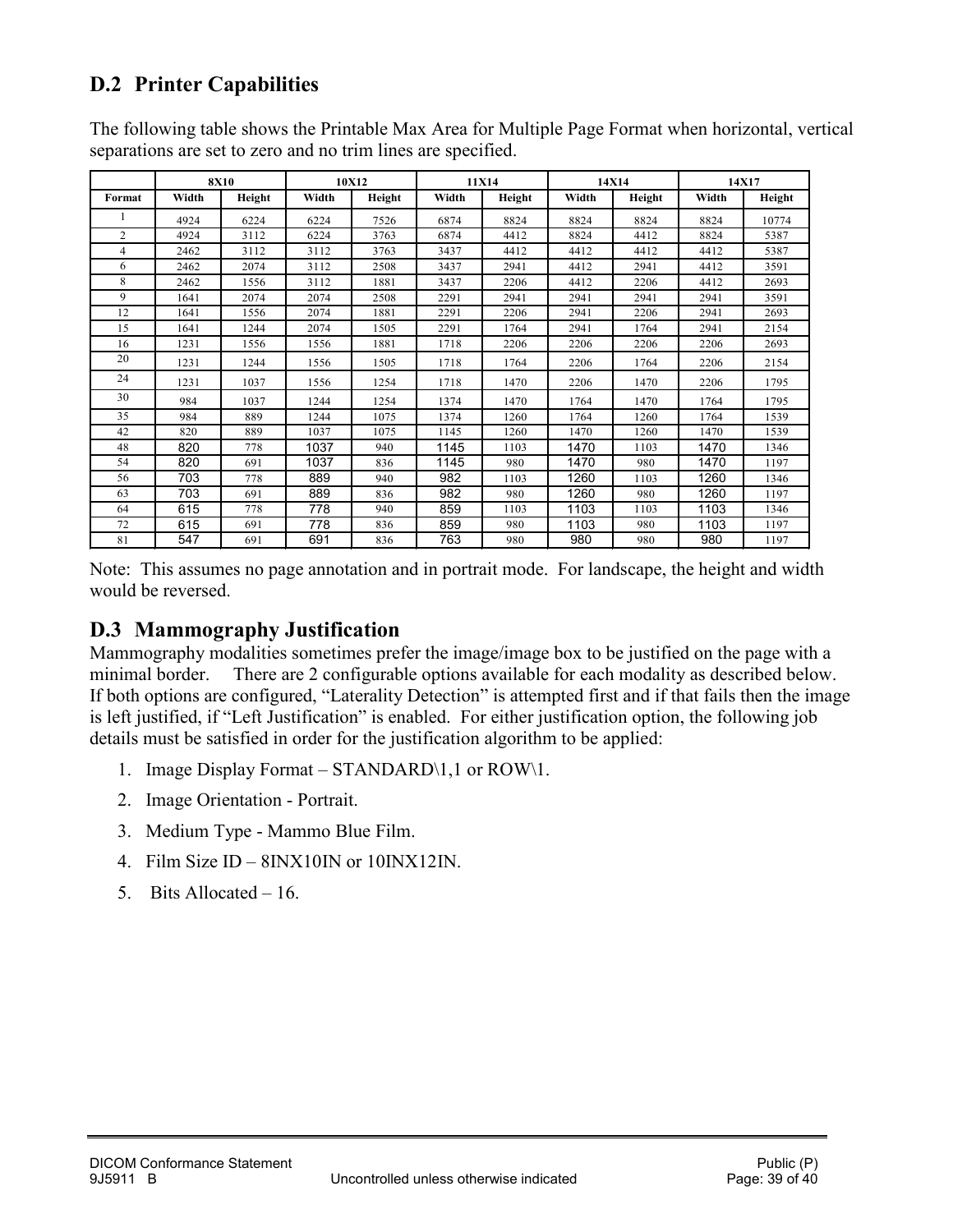## D.2 Printer Capabilities

The following table shows the Printable Max Area for Multiple Page Format when horizontal, vertical separations are set to zero and no trim lines are specified.

| | 8X10 | | 10X12 | | 11X14 | | 14X14 | | 14X17 | |
|---|---|---|---|---|---|---|---|---|---|---|
| Format | Width | Height | Width | Height | Width | Height | Width | Height | Width | Height |
| 1 | 4924 | 6224 | 6224 | 7526 | 6874 | 8824 | 8824 | 8824 | 8824 | 10774 |
| 2 | 4924 | 3112 | 6224 | 3763 | 6874 | 4412 | 8824 | 4412 | 8824 | 5387 |
| 4 | 2462 | 3112 | 3112 | 3763 | 3437 | 4412 | 4412 | 4412 | 4412 | 5387 |
| 6 | 2462 | 2074 | 3112 | 2508 | 3437 | 2941 | 4412 | 2941 | 4412 | 3591 |
| 8 | 2462 | 1556 | 3112 | 1881 | 3437 | 2206 | 4412 | 2206 | 4412 | 2693 |
| 9 | 1641 | 2074 | 2074 | 2508 | 2291 | 2941 | 2941 | 2941 | 2941 | 3591 |
| 12 | 1641 | 1556 | 2074 | 1881 | 2291 | 2206 | 2941 | 2206 | 2941 | 2693 |
| 15 | 1641 | 1244 | 2074 | 1505 | 2291 | 1764 | 2941 | 1764 | 2941 | 2154 |
| 16 | 1231 | 1556 | 1556 | 1881 | 1718 | 2206 | 2206 | 2206 | 2206 | 2693 |
| 20 | 1231 | 1244 | 1556 | 1505 | 1718 | 1764 | 2206 | 1764 | 2206 | 2154 |
| 24 | 1231 | 1037 | 1556 | 1254 | 1718 | 1470 | 2206 | 1470 | 2206 | 1795 |
| 30 | 984 | 1037 | 1244 | 1254 | 1374 | 1470 | 1764 | 1470 | 1764 | 1795 |
| 35 | 984 | 889 | 1244 | 1075 | 1374 | 1260 | 1764 | 1260 | 1764 | 1539 |
| 42 | 820 | 889 | 1037 | 1075 | 1145 | 1260 | 1470 | 1260 | 1470 | 1539 |
| 48 | 820 | 778 | 1037 | 940 | 1145 | 1103 | 1470 | 1103 | 1470 | 1346 |
| 54 | 820 | 691 | 1037 | 836 | 1145 | 980 | 1470 | 980 | 1470 | 1197 |
| 56 | 703 | 778 | 889 | 940 | 982 | 1103 | 1260 | 1103 | 1260 | 1346 |
| 63 | 703 | 691 | 889 | 836 | 982 | 980 | 1260 | 980 | 1260 | 1197 |
| 64 | 615 | 778 | 778 | 940 | 859 | 1103 | 1103 | 1103 | 1103 | 1346 |
| 72 | 615 | 691 | 778 | 836 | 859 | 980 | 1103 | 980 | 1103 | 1197 |
| 81 | 547 | 691 | 691 | 836 | 763 | 980 | 980 | 980 | 980 | 1197 |

Note: This assumes no page annotation and in portrait mode. For landscape, the height and width would be reversed.

## D.3 Mammography Justification

Mammography modalities sometimes prefer the image/image box to be justified on the page with a minimal border. There are 2 configurable options available for each modality as described below. If both options are configured, "Laterality Detection" is attempted first and if that fails then the image is left justified, if "Left Justification" is enabled. For either justification option, the following job details must be satisfied in order for the justification algorithm to be applied:

1. Image Display Format – STANDARD\1,1 or ROW\1.
2. Image Orientation - Portrait.
3. Medium Type - Mammo Blue Film.
4. Film Size ID – 8INX10IN or 10INX12IN.
5. Bits Allocated – 16.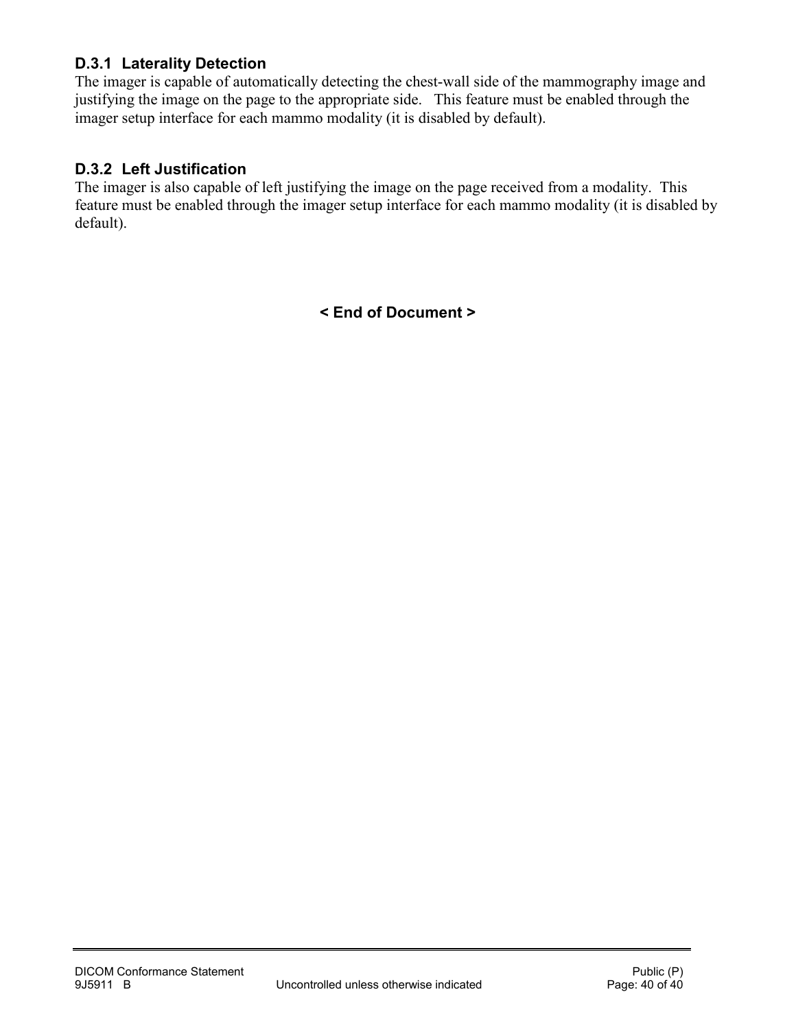### D.3.1 Laterality Detection

The imager is capable of automatically detecting the chest-wall side of the mammography image and justifying the image on the page to the appropriate side. This feature must be enabled through the imager setup interface for each mammo modality (it is disabled by default).

### D.3.2 Left Justification

The imager is also capable of left justifying the image on the page received from a modality. This feature must be enabled through the imager setup interface for each mammo modality (it is disabled by default).

**< End of Document >**